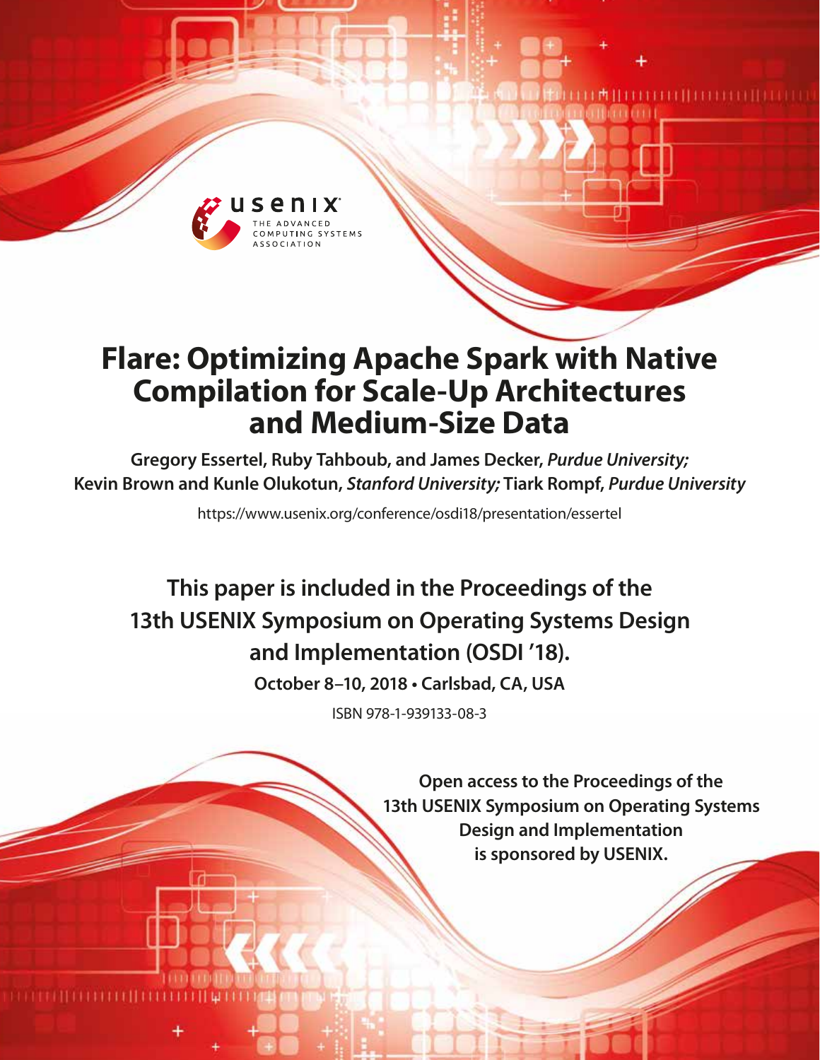# Flare: Optimizing Apache Spark with Native Compilation for Scale-Up Architectures and Medium-Size Data

**Gregory Essertel, Ruby Tahboub, and James Decker,** ***Purdue University;*** **Kevin Brown and Kunle Olukotun,** ***Stanford University;*** **Tiark Rompf,** ***Purdue University***

https://www.usenix.org/conference/osdi18/presentation/essertel

**This paper is included in the Proceedings of the 13th USENIX Symposium on Operating Systems Design and Implementation (OSDI '18).**

**October 8–10, 2018 • Carlsbad, CA, USA**

ISBN 978-1-939133-08-3

**Open access to the Proceedings of the 13th USENIX Symposium on Operating Systems Design and Implementation is sponsored by USENIX.**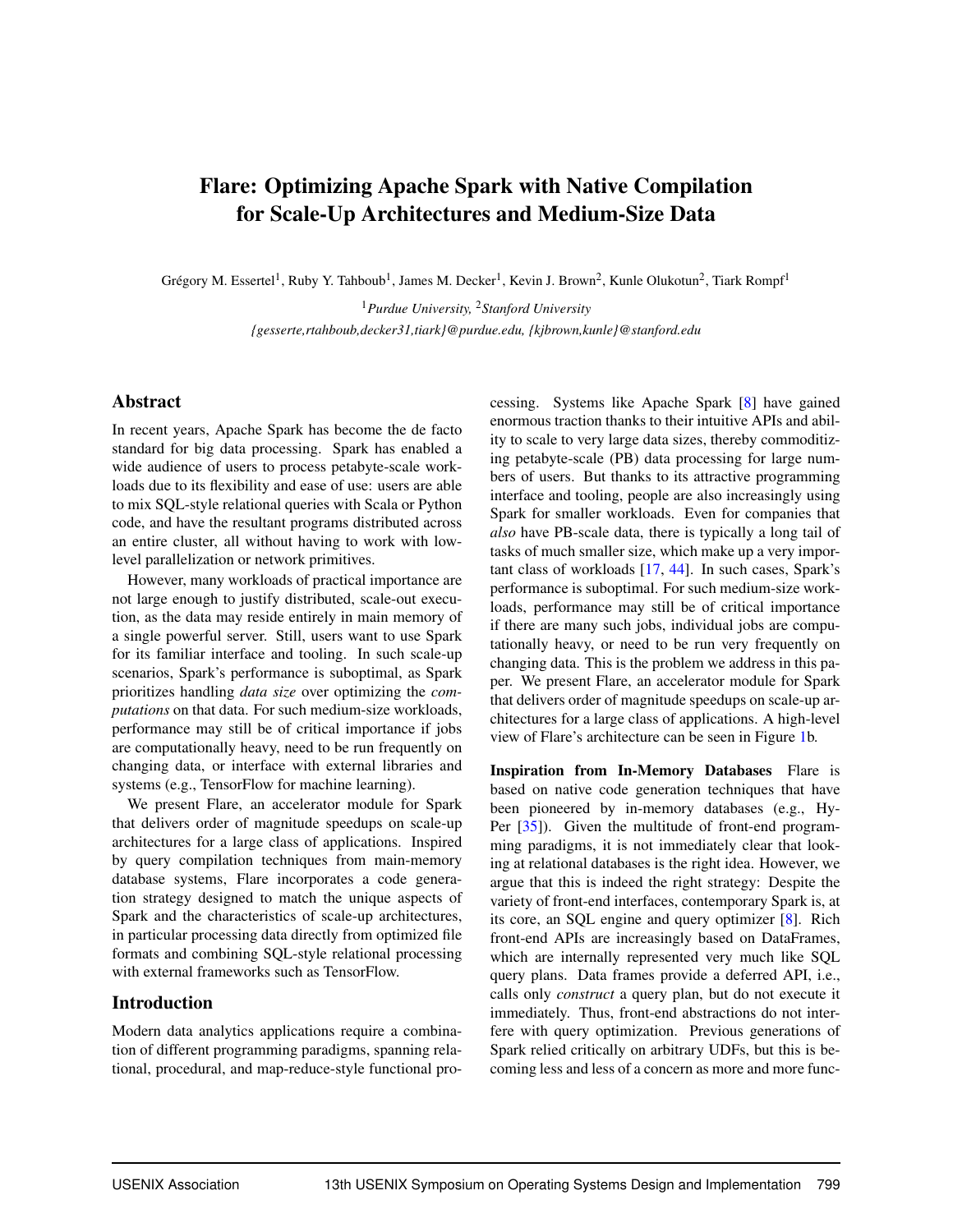# Flare: Optimizing Apache Spark with Native Compilation for Scale-Up Architectures and Medium-Size Data

Grégory M. Essertel[1], Ruby Y. Tahboub[1], James M. Decker[1], Kevin J. Brown[2], Kunle Olukotun[2], Tiark Rompf[1]

[1]*Purdue University,* [2]*Stanford University*

*{gesserte,rtahboub,decker31,tiark}@purdue.edu, {kjbrown,kunle}@stanford.edu*

## Abstract

In recent years, Apache Spark has become the de facto standard for big data processing. Spark has enabled a wide audience of users to process petabyte-scale workloads due to its flexibility and ease of use: users are able to mix SQL-style relational queries with Scala or Python code, and have the resultant programs distributed across an entire cluster, all without having to work with low-level parallelization or network primitives.

However, many workloads of practical importance are not large enough to justify distributed, scale-out execution, as the data may reside entirely in main memory of a single powerful server. Still, users want to use Spark for its familiar interface and tooling. In such scale-up scenarios, Spark's performance is suboptimal, as Spark prioritizes handling *data size* over optimizing the *computations* on that data. For such medium-size workloads, performance may still be of critical importance if jobs are computationally heavy, need to be run frequently on changing data, or interface with external libraries and systems (e.g., TensorFlow for machine learning).

We present Flare, an accelerator module for Spark that delivers order of magnitude speedups on scale-up architectures for a large class of applications. Inspired by query compilation techniques from main-memory database systems, Flare incorporates a code generation strategy designed to match the unique aspects of Spark and the characteristics of scale-up architectures, in particular processing data directly from optimized file formats and combining SQL-style relational processing with external frameworks such as TensorFlow.

## Introduction

Modern data analytics applications require a combination of different programming paradigms, spanning relational, procedural, and map-reduce-style functional processing. Systems like Apache Spark [8] have gained enormous traction thanks to their intuitive APIs and ability to scale to very large data sizes, thereby commoditizing petabyte-scale (PB) data processing for large numbers of users. But thanks to its attractive programming interface and tooling, people are also increasingly using Spark for smaller workloads. Even for companies that *also* have PB-scale data, there is typically a long tail of tasks of much smaller size, which make up a very important class of workloads [17, 44]. In such cases, Spark's performance is suboptimal. For such medium-size workloads, performance may still be of critical importance if there are many such jobs, individual jobs are computationally heavy, or need to be run very frequently on changing data. This is the problem we address in this paper. We present Flare, an accelerator module for Spark that delivers order of magnitude speedups on scale-up architectures for a large class of applications. A high-level view of Flare's architecture can be seen in Figure 1b.

**Inspiration from In-Memory Databases** Flare is based on native code generation techniques that have been pioneered by in-memory databases (e.g., HyPer [35]). Given the multitude of front-end programming paradigms, it is not immediately clear that looking at relational databases is the right idea. However, we argue that this is indeed the right strategy: Despite the variety of front-end interfaces, contemporary Spark is, at its core, an SQL engine and query optimizer [8]. Rich front-end APIs are increasingly based on DataFrames, which are internally represented very much like SQL query plans. Data frames provide a deferred API, i.e., calls only *construct* a query plan, but do not execute it immediately. Thus, front-end abstractions do not interfere with query optimization. Previous generations of Spark relied critically on arbitrary UDFs, but this is becoming less and less of a concern as more and more func-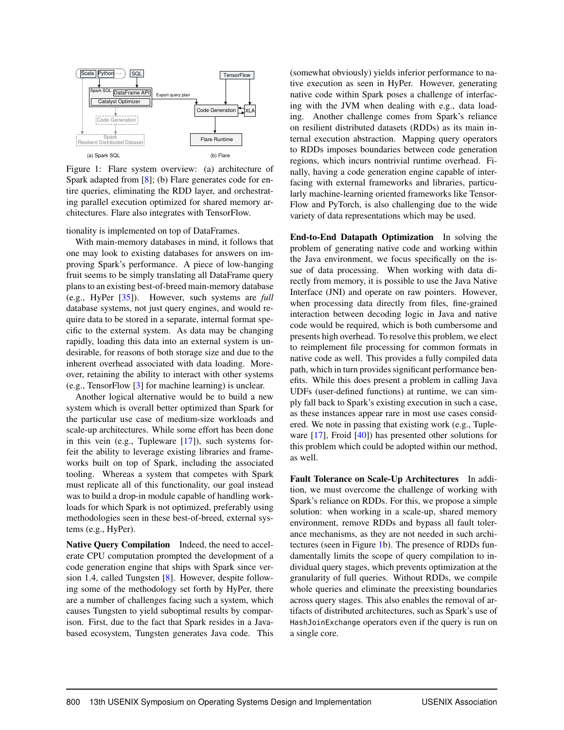Figure 1: Flare system overview: (a) architecture of Spark adapted from [8]; (b) Flare generates code for entire queries, eliminating the RDD layer, and orchestrating parallel execution optimized for shared memory architectures. Flare also integrates with TensorFlow.

tionality is implemented on top of DataFrames.

With main-memory databases in mind, it follows that one may look to existing databases for answers on improving Spark's performance. A piece of low-hanging fruit seems to be simply translating all DataFrame query plans to an existing best-of-breed main-memory database (e.g., HyPer [35]). However, such systems are *full* database systems, not just query engines, and would require data to be stored in a separate, internal format specific to the external system. As data may be changing rapidly, loading this data into an external system is undesirable, for reasons of both storage size and due to the inherent overhead associated with data loading. Moreover, retaining the ability to interact with other systems (e.g., TensorFlow [3] for machine learning) is unclear.

Another logical alternative would be to build a new system which is overall better optimized than Spark for the particular use case of medium-size workloads and scale-up architectures. While some effort has been done in this vein (e.g., Tupleware [17]), such systems forfeit the ability to leverage existing libraries and frameworks built on top of Spark, including the associated tooling. Whereas a system that competes with Spark must replicate all of this functionality, our goal instead was to build a drop-in module capable of handling workloads for which Spark is not optimized, preferably using methodologies seen in these best-of-breed, external systems (e.g., HyPer).

**Native Query Compilation** Indeed, the need to accelerate CPU computation prompted the development of a code generation engine that ships with Spark since version 1.4, called Tungsten [8]. However, despite following some of the methodology set forth by HyPer, there are a number of challenges facing such a system, which causes Tungsten to yield suboptimal results by comparison. First, due to the fact that Spark resides in a Java-based ecosystem, Tungsten generates Java code. This (somewhat obviously) yields inferior performance to native execution as seen in HyPer. However, generating native code within Spark poses a challenge of interfacing with the JVM when dealing with e.g., data loading. Another challenge comes from Spark's reliance on resilient distributed datasets (RDDs) as its main internal execution abstraction. Mapping query operators to RDDs imposes boundaries between code generation regions, which incurs nontrivial runtime overhead. Finally, having a code generation engine capable of interfacing with external frameworks and libraries, particularly machine-learning oriented frameworks like TensorFlow and PyTorch, is also challenging due to the wide variety of data representations which may be used.

**End-to-End Datapath Optimization** In solving the problem of generating native code and working within the Java environment, we focus specifically on the issue of data processing. When working with data directly from memory, it is possible to use the Java Native Interface (JNI) and operate on raw pointers. However, when processing data directly from files, fine-grained interaction between decoding logic in Java and native code would be required, which is both cumbersome and presents high overhead. To resolve this problem, we elect to reimplement file processing for common formats in native code as well. This provides a fully compiled data path, which in turn provides significant performance benefits. While this does present a problem in calling Java UDFs (user-defined functions) at runtime, we can simply fall back to Spark's existing execution in such a case, as these instances appear rare in most use cases considered. We note in passing that existing work (e.g., Tupleware [17], Froid [40]) has presented other solutions for this problem which could be adopted within our method, as well.

**Fault Tolerance on Scale-Up Architectures** In addition, we must overcome the challenge of working with Spark's reliance on RDDs. For this, we propose a simple solution: when working in a scale-up, shared memory environment, remove RDDs and bypass all fault tolerance mechanisms, as they are not needed in such architectures (seen in Figure 1b). The presence of RDDs fundamentally limits the scope of query compilation to individual query stages, which prevents optimization at the granularity of full queries. Without RDDs, we compile whole queries and eliminate the preexisting boundaries across query stages. This also enables the removal of artifacts of distributed architectures, such as Spark's use of `HashJoinExchange` operators even if the query is run on a single core.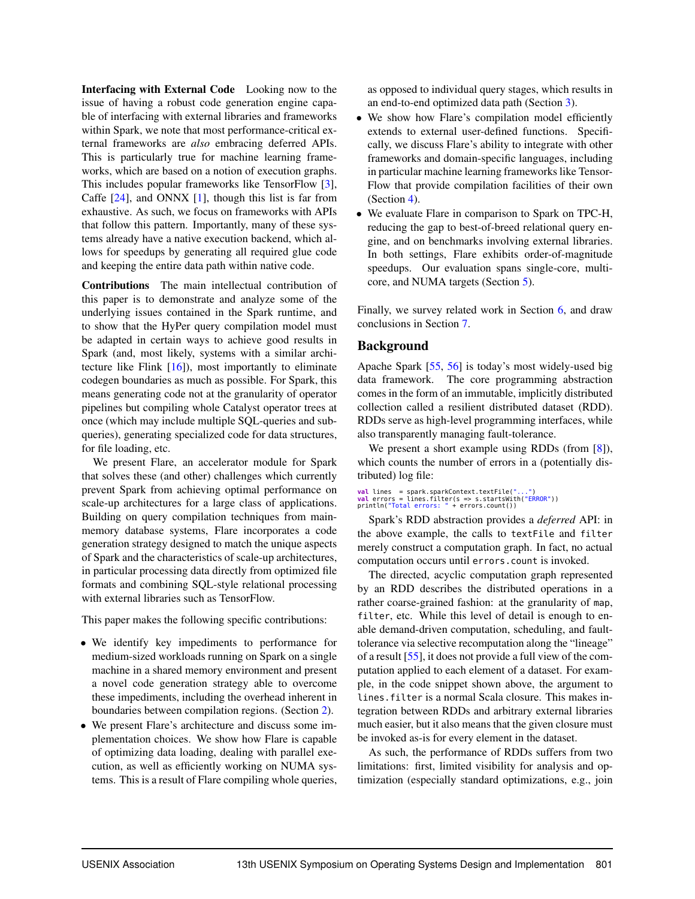**Interfacing with External Code** Looking now to the issue of having a robust code generation engine capable of interfacing with external libraries and frameworks within Spark, we note that most performance-critical external frameworks are *also* embracing deferred APIs. This is particularly true for machine learning frameworks, which are based on a notion of execution graphs. This includes popular frameworks like TensorFlow [3], Caffe [24], and ONNX [1], though this list is far from exhaustive. As such, we focus on frameworks with APIs that follow this pattern. Importantly, many of these systems already have a native execution backend, which allows for speedups by generating all required glue code and keeping the entire data path within native code.

**Contributions** The main intellectual contribution of this paper is to demonstrate and analyze some of the underlying issues contained in the Spark runtime, and to show that the HyPer query compilation model must be adapted in certain ways to achieve good results in Spark (and, most likely, systems with a similar architecture like Flink [16]), most importantly to eliminate codegen boundaries as much as possible. For Spark, this means generating code not at the granularity of operator pipelines but compiling whole Catalyst operator trees at once (which may include multiple SQL-queries and subqueries), generating specialized code for data structures, for file loading, etc.

We present Flare, an accelerator module for Spark that solves these (and other) challenges which currently prevent Spark from achieving optimal performance on scale-up architectures for a large class of applications. Building on query compilation techniques from main-memory database systems, Flare incorporates a code generation strategy designed to match the unique aspects of Spark and the characteristics of scale-up architectures, in particular processing data directly from optimized file formats and combining SQL-style relational processing with external libraries such as TensorFlow.

This paper makes the following specific contributions:

- We identify key impediments to performance for medium-sized workloads running on Spark on a single machine in a shared memory environment and present a novel code generation strategy able to overcome these impediments, including the overhead inherent in boundaries between compilation regions. (Section 2).
- We present Flare's architecture and discuss some implementation choices. We show how Flare is capable of optimizing data loading, dealing with parallel execution, as well as efficiently working on NUMA systems. This is a result of Flare compiling whole queries, as opposed to individual query stages, which results in an end-to-end optimized data path (Section 3).
- We show how Flare's compilation model efficiently extends to external user-defined functions. Specifically, we discuss Flare's ability to integrate with other frameworks and domain-specific languages, including in particular machine learning frameworks like TensorFlow that provide compilation facilities of their own (Section 4).
- We evaluate Flare in comparison to Spark on TPC-H, reducing the gap to best-of-breed relational query engine, and on benchmarks involving external libraries. In both settings, Flare exhibits order-of-magnitude speedups. Our evaluation spans single-core, multi-core, and NUMA targets (Section 5).

Finally, we survey related work in Section 6, and draw conclusions in Section 7.

## Background

Apache Spark [55, 56] is today's most widely-used big data framework. The core programming abstraction comes in the form of an immutable, implicitly distributed collection called a resilient distributed dataset (RDD). RDDs serve as high-level programming interfaces, while also transparently managing fault-tolerance.

We present a short example using RDDs (from [8]), which counts the number of errors in a (potentially distributed) log file:

```
val lines  = spark.sparkContext.textFile("...")
val errors = lines.filter(s => s.startsWith("ERROR"))
println("Total errors: " + errors.count())
```

Spark's RDD abstraction provides a *deferred* API: in the above example, the calls to `textFile` and `filter` merely construct a computation graph. In fact, no actual computation occurs until `errors.count` is invoked.

The directed, acyclic computation graph represented by an RDD describes the distributed operations in a rather coarse-grained fashion: at the granularity of `map`, `filter`, etc. While this level of detail is enough to enable demand-driven computation, scheduling, and fault-tolerance via selective recomputation along the "lineage" of a result [55], it does not provide a full view of the computation applied to each element of a dataset. For example, in the code snippet shown above, the argument to `lines.filter` is a normal Scala closure. This makes integration between RDDs and arbitrary external libraries much easier, but it also means that the given closure must be invoked as-is for every element in the dataset.

As such, the performance of RDDs suffers from two limitations: first, limited visibility for analysis and optimization (especially standard optimizations, e.g., join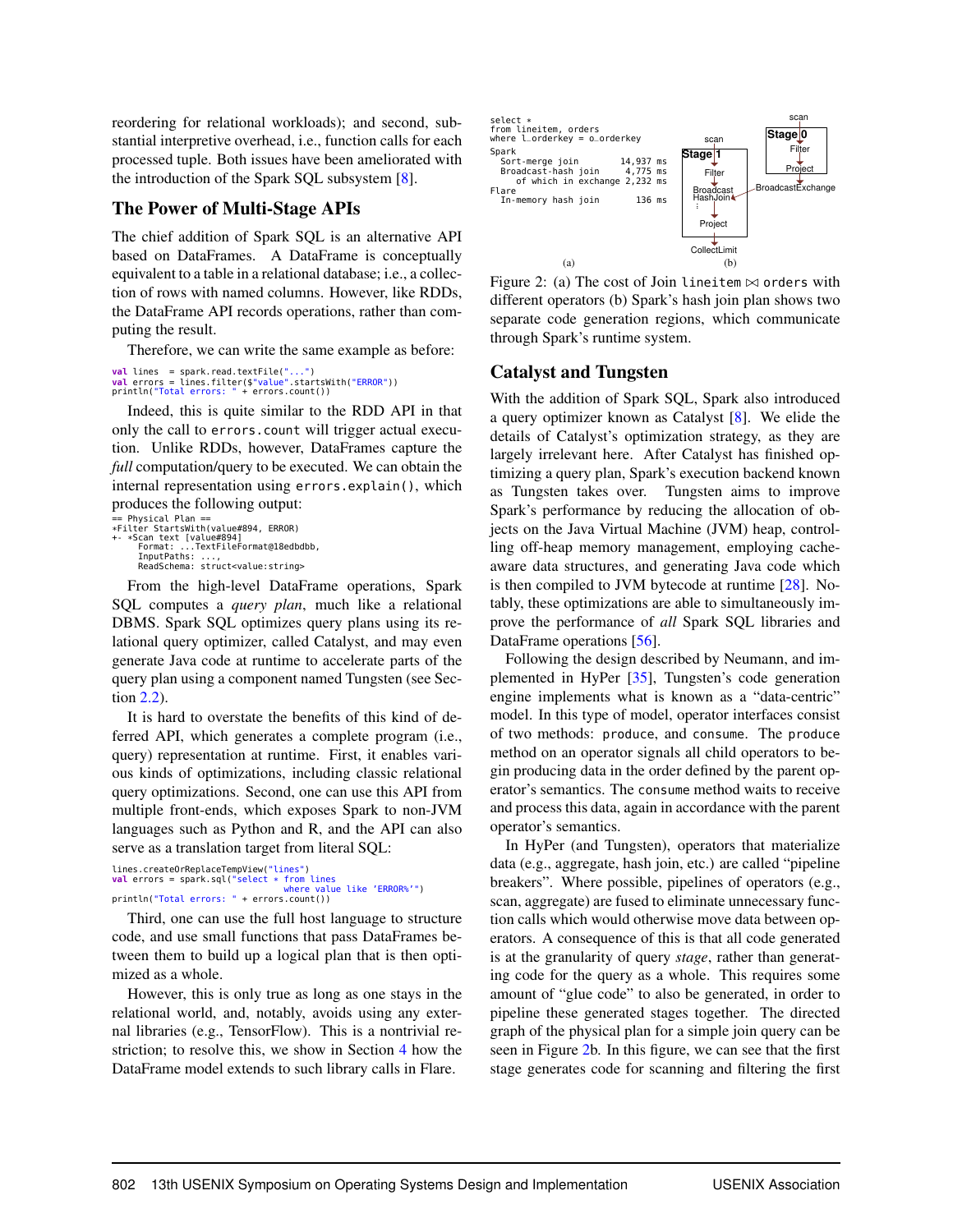reordering for relational workloads); and second, substantial interpretive overhead, i.e., function calls for each processed tuple. Both issues have been ameliorated with the introduction of the Spark SQL subsystem [8].

## The Power of Multi-Stage APIs

The chief addition of Spark SQL is an alternative API based on DataFrames. A DataFrame is conceptually equivalent to a table in a relational database; i.e., a collection of rows with named columns. However, like RDDs, the DataFrame API records operations, rather than computing the result.

Therefore, we can write the same example as before:

```
val lines  = spark.read.textFile("...")
val errors = lines.filter($"value".startsWith("ERROR"))
println("Total errors: " + errors.count())
```

Indeed, this is quite similar to the RDD API in that only the call to `errors.count` will trigger actual execution. Unlike RDDs, however, DataFrames capture the *full* computation/query to be executed. We can obtain the internal representation using `errors.explain()`, which produces the following output:

```
== Physical Plan ==
*Filter StartsWith(value#894, ERROR)
+- *Scan text [value#894]
      Format: ...TextFileFormat@18edbdbb,
      InputPaths: ...,
      ReadSchema: struct<value:string>
```

From the high-level DataFrame operations, Spark SQL computes a *query plan*, much like a relational DBMS. Spark SQL optimizes query plans using its relational query optimizer, called Catalyst, and may even generate Java code at runtime to accelerate parts of the query plan using a component named Tungsten (see Section 2.2).

It is hard to overstate the benefits of this kind of deferred API, which generates a complete program (i.e., query) representation at runtime. First, it enables various kinds of optimizations, including classic relational query optimizations. Second, one can use this API from multiple front-ends, which exposes Spark to non-JVM languages such as Python and R, and the API can also serve as a translation target from literal SQL:

```
lines.createOrReplaceTempView("lines")
val errors = spark.sql("select * from lines
                        where value like 'ERROR%'")
println("Total errors: " + errors.count())
```

Third, one can use the full host language to structure code, and use small functions that pass DataFrames between them to build up a logical plan that is then optimized as a whole.

However, this is only true as long as one stays in the relational world, and, notably, avoids using any external libraries (e.g., TensorFlow). This is a nontrivial restriction; to resolve this, we show in Section 4 how the DataFrame model extends to such library calls in Flare.

```
select *
from lineitem, orders
where l_orderkey = o_orderkey
Spark
  Sort-merge join          14,937 ms
  Broadcast-hash join       4,775 ms
     of which in exchange 2,232 ms
Flare
  In-memory hash join         136 ms
```

Figure 2: (a) The cost of Join `lineitem` ⋈ `orders` with different operators (b) Spark's hash join plan shows two separate code generation regions, which communicate through Spark's runtime system.

## Catalyst and Tungsten

With the addition of Spark SQL, Spark also introduced a query optimizer known as Catalyst [8]. We elide the details of Catalyst's optimization strategy, as they are largely irrelevant here. After Catalyst has finished optimizing a query plan, Spark's execution backend known as Tungsten takes over. Tungsten aims to improve Spark's performance by reducing the allocation of objects on the Java Virtual Machine (JVM) heap, controlling off-heap memory management, employing cache-aware data structures, and generating Java code which is then compiled to JVM bytecode at runtime [28]. Notably, these optimizations are able to simultaneously improve the performance of *all* Spark SQL libraries and DataFrame operations [56].

Following the design described by Neumann, and implemented in HyPer [35], Tungsten's code generation engine implements what is known as a "data-centric" model. In this type of model, operator interfaces consist of two methods: `produce`, and `consume`. The `produce` method on an operator signals all child operators to begin producing data in the order defined by the parent operator's semantics. The `consume` method waits to receive and process this data, again in accordance with the parent operator's semantics.

In HyPer (and Tungsten), operators that materialize data (e.g., aggregate, hash join, etc.) are called "pipeline breakers". Where possible, pipelines of operators (e.g., scan, aggregate) are fused to eliminate unnecessary function calls which would otherwise move data between operators. A consequence of this is that all code generated is at the granularity of query *stage*, rather than generating code for the query as a whole. This requires some amount of "glue code" to also be generated, in order to pipeline these generated stages together. The directed graph of the physical plan for a simple join query can be seen in Figure 2b. In this figure, we can see that the first stage generates code for scanning and filtering the first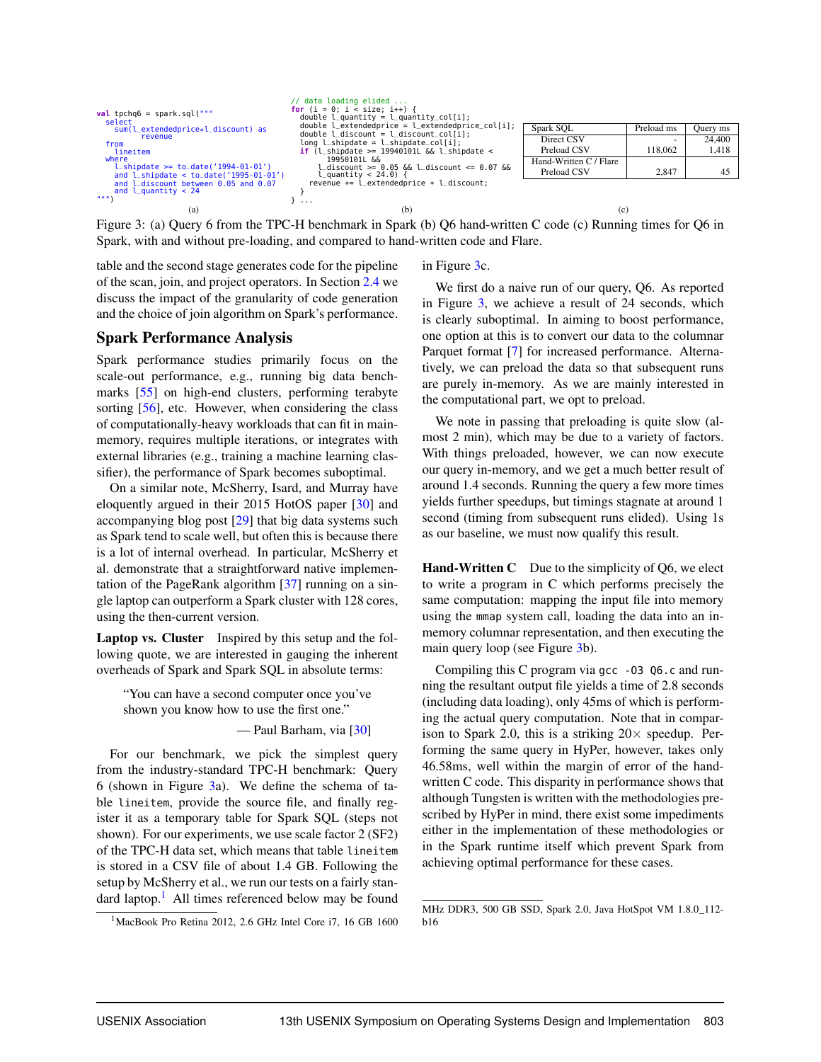```scala
val tpchq6 = spark.sql("""
  select
    sum(l_extendedprice*l_discount) as
        revenue
  from
    lineitem
  where
    l_shipdate >= to_date('1994-01-01')
    and l_shipdate < to_date('1995-01-01')
    and l_discount between 0.05 and 0.07
    and l_quantity < 24
""")
```

(a)

```c
// data loading elided ...
for (i = 0; i < size; i++) {
  double l_quantity = l_quantity_col[i];
  double l_extendedprice = l_extendedprice_col[i];
  double l_discount = l_discount_col[i];
  long l_shipdate = l_shipdate_col[i];
  if (l_shipdate >= 19940101L && l_shipdate <
        19950101L &&
      l_discount >= 0.05 && l_discount <= 0.07 &&
      l_quantity < 24.0) {
    revenue += l_extendedprice * l_discount;
  }
} ...
```

(b)

| Spark SQL | Preload ms | Query ms |
|---|---|---|
| Direct CSV | - | 24,400 |
| Preload CSV | 118,062 | 1,418 |
| Hand-Written C / Flare | | |
| Preload CSV | 2,847 | 45 |

(c)

Figure 3: (a) Query 6 from the TPC-H benchmark in Spark (b) Q6 hand-written C code (c) Running times for Q6 in Spark, with and without pre-loading, and compared to hand-written code and Flare.

table and the second stage generates code for the pipeline of the scan, join, and project operators. In Section 2.4 we discuss the impact of the granularity of code generation and the choice of join algorithm on Spark's performance.

## Spark Performance Analysis

Spark performance studies primarily focus on the scale-out performance, e.g., running big data benchmarks [55] on high-end clusters, performing terabyte sorting [56], etc. However, when considering the class of computationally-heavy workloads that can fit in main-memory, requires multiple iterations, or integrates with external libraries (e.g., training a machine learning classifier), the performance of Spark becomes suboptimal.

On a similar note, McSherry, Isard, and Murray have eloquently argued in their 2015 HotOS paper [30] and accompanying blog post [29] that big data systems such as Spark tend to scale well, but often this is because there is a lot of internal overhead. In particular, McSherry et al. demonstrate that a straightforward native implementation of the PageRank algorithm [37] running on a single laptop can outperform a Spark cluster with 128 cores, using the then-current version.

**Laptop vs. Cluster** Inspired by this setup and the following quote, we are interested in gauging the inherent overheads of Spark and Spark SQL in absolute terms:

> "You can have a second computer once you've shown you know how to use the first one."
>
> — Paul Barham, via [30]

For our benchmark, we pick the simplest query from the industry-standard TPC-H benchmark: Query 6 (shown in Figure 3a). We define the schema of table `lineitem`, provide the source file, and finally register it as a temporary table for Spark SQL (steps not shown). For our experiments, we use scale factor 2 (SF2) of the TPC-H data set, which means that table `lineitem` is stored in a CSV file of about 1.4 GB. Following the setup by McSherry et al., we run our tests on a fairly standard laptop.[1] All times referenced below may be found in Figure 3c.

We first do a naive run of our query, Q6. As reported in Figure 3, we achieve a result of 24 seconds, which is clearly suboptimal. In aiming to boost performance, one option at this is to convert our data to the columnar Parquet format [7] for increased performance. Alternatively, we can preload the data so that subsequent runs are purely in-memory. As we are mainly interested in the computational part, we opt to preload.

We note in passing that preloading is quite slow (almost 2 min), which may be due to a variety of factors. With things preloaded, however, we can now execute our query in-memory, and we get a much better result of around 1.4 seconds. Running the query a few more times yields further speedups, but timings stagnate at around 1 second (timing from subsequent runs elided). Using 1s as our baseline, we must now qualify this result.

**Hand-Written C** Due to the simplicity of Q6, we elect to write a program in C which performs precisely the same computation: mapping the input file into memory using the `mmap` system call, loading the data into an in-memory columnar representation, and then executing the main query loop (see Figure 3b).

Compiling this C program via `gcc -O3 Q6.c` and running the resultant output file yields a time of 2.8 seconds (including data loading), only 45ms of which is performing the actual query computation. Note that in comparison to Spark 2.0, this is a striking 20× speedup. Performing the same query in HyPer, however, takes only 46.58ms, well within the margin of error of the hand-written C code. This disparity in performance shows that although Tungsten is written with the methodologies prescribed by HyPer in mind, there exist some impediments either in the implementation of these methodologies or in the Spark runtime itself which prevent Spark from achieving optimal performance for these cases.

[1] MacBook Pro Retina 2012, 2.6 GHz Intel Core i7, 16 GB 1600 MHz DDR3, 500 GB SSD, Spark 2.0, Java HotSpot VM 1.8.0_112-b16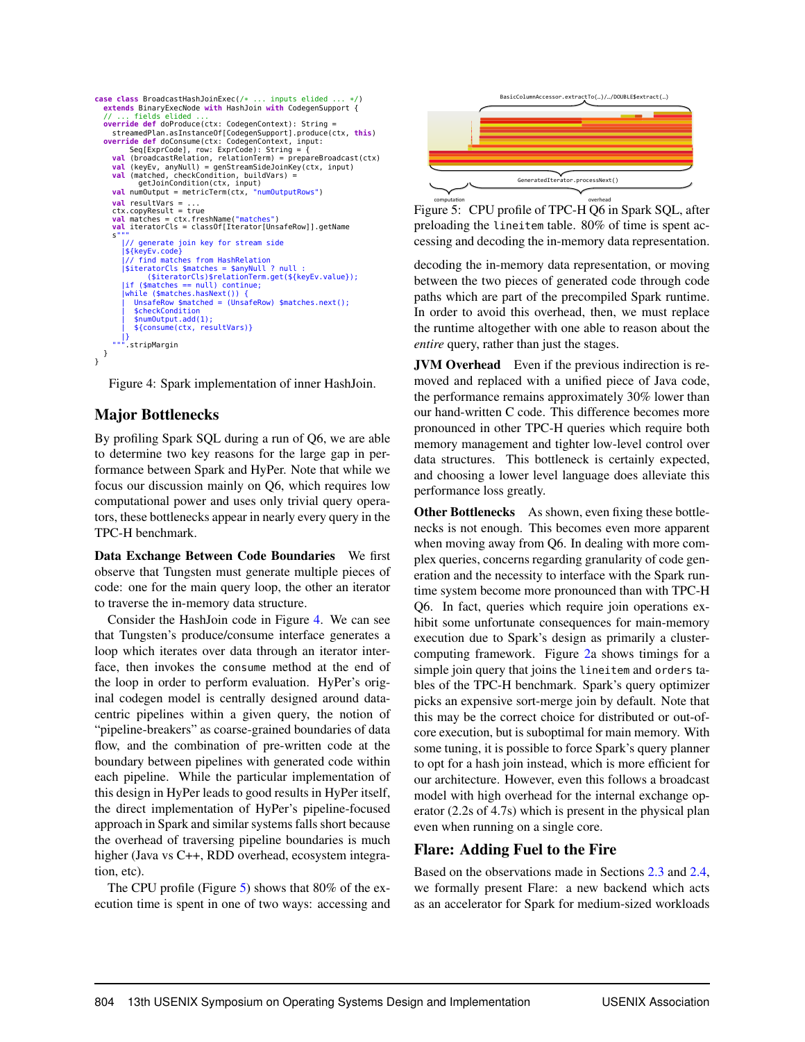```scala
case class BroadcastHashJoinExec(/* ... inputs elided ... */)
  extends BinaryExecNode with HashJoin with CodegenSupport {
  // ... fields elided ...
  override def doProduce(ctx: CodegenContext): String =
    streamedPlan.asInstanceOf[CodegenSupport].produce(ctx, this)
  override def doConsume(ctx: CodegenContext, input:
        Seq[ExprCode], row: ExprCode): String = {
    val (broadcastRelation, relationTerm) = prepareBroadcast(ctx)
    val (keyEv, anyNull) = genStreamSideJoinKey(ctx, input)
    val (matched, checkCondition, buildVars) =
          getJoinCondition(ctx, input)
    val numOutput = metricTerm(ctx, "numOutputRows")

    val resultVars = ...
    ctx.copyResult = true
    val matches = ctx.freshName("matches")
    val iteratorCls = classOf[Iterator[UnsafeRow]].getName
    s"""
       |// generate join key for stream side
       |${keyEv.code}
       |// find matches from HashRelation
       |$iteratorCls $matches = $anyNull ? null :
            ($iteratorCls)$relationTerm.get(${keyEv.value});
       |if ($matches == null) continue;
       |while ($matches.hasNext()) {
       |  UnsafeRow $matched = (UnsafeRow) $matches.next();
       |  $checkCondition
       |  $numOutput.add(1);
       |  ${consume(ctx, resultVars)}
       |}
    """.stripMargin
  }
}
```

Figure 4: Spark implementation of inner HashJoin.

## Major Bottlenecks

By profiling Spark SQL during a run of Q6, we are able to determine two key reasons for the large gap in performance between Spark and HyPer. Note that while we focus our discussion mainly on Q6, which requires low computational power and uses only trivial query operators, these bottlenecks appear in nearly every query in the TPC-H benchmark.

**Data Exchange Between Code Boundaries** We first observe that Tungsten must generate multiple pieces of code: one for the main query loop, the other an iterator to traverse the in-memory data structure.

Consider the HashJoin code in Figure 4. We can see that Tungsten's produce/consume interface generates a loop which iterates over data through an iterator interface, then invokes the `consume` method at the end of the loop in order to perform evaluation. HyPer's original codegen model is centrally designed around data-centric pipelines within a given query, the notion of "pipeline-breakers" as coarse-grained boundaries of data flow, and the combination of pre-written code at the boundary between pipelines with generated code within each pipeline. While the particular implementation of this design in HyPer leads to good results in HyPer itself, the direct implementation of HyPer's pipeline-focused approach in Spark and similar systems falls short because the overhead of traversing pipeline boundaries is much higher (Java vs C++, RDD overhead, ecosystem integration, etc).

The CPU profile (Figure 5) shows that 80% of the execution time is spent in one of two ways: accessing and decoding the in-memory data representation, or moving between the two pieces of generated code through code paths which are part of the precompiled Spark runtime. In order to avoid this overhead, then, we must replace the runtime altogether with one able to reason about the *entire* query, rather than just the stages.

Figure 5: CPU profile of TPC-H Q6 in Spark SQL, after preloading the `lineitem` table. 80% of time is spent accessing and decoding the in-memory data representation.

**JVM Overhead** Even if the previous indirection is removed and replaced with a unified piece of Java code, the performance remains approximately 30% lower than our hand-written C code. This difference becomes more pronounced in other TPC-H queries which require both memory management and tighter low-level control over data structures. This bottleneck is certainly expected, and choosing a lower level language does alleviate this performance loss greatly.

**Other Bottlenecks** As shown, even fixing these bottlenecks is not enough. This becomes even more apparent when moving away from Q6. In dealing with more complex queries, concerns regarding granularity of code generation and the necessity to interface with the Spark runtime system become more pronounced than with TPC-H Q6. In fact, queries which require join operations exhibit some unfortunate consequences for main-memory execution due to Spark's design as primarily a cluster-computing framework. Figure 2a shows timings for a simple join query that joins the `lineitem` and `orders` tables of the TPC-H benchmark. Spark's query optimizer picks an expensive sort-merge join by default. Note that this may be the correct choice for distributed or out-of-core execution, but is suboptimal for main memory. With some tuning, it is possible to force Spark's query planner to opt for a hash join instead, which is more efficient for our architecture. However, even this follows a broadcast model with high overhead for the internal exchange operator (2.2s of 4.7s) which is present in the physical plan even when running on a single core.

## Flare: Adding Fuel to the Fire

Based on the observations made in Sections 2.3 and 2.4, we formally present Flare: a new backend which acts as an accelerator for Spark for medium-sized workloads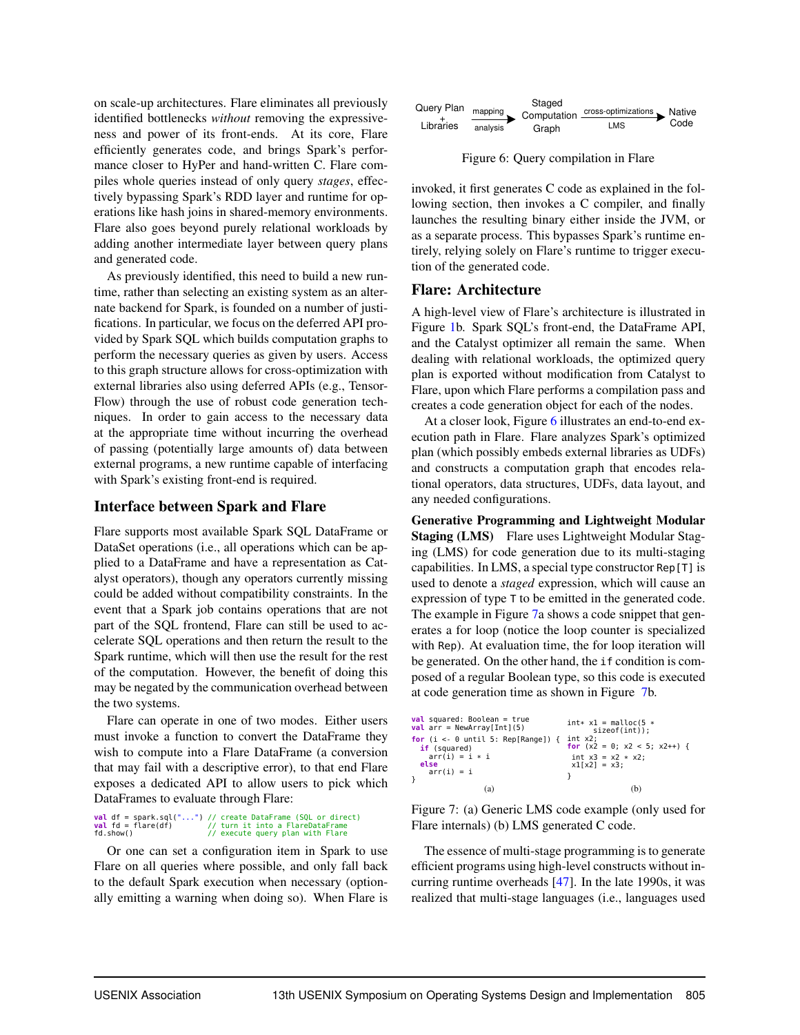on scale-up architectures. Flare eliminates all previously identified bottlenecks *without* removing the expressiveness and power of its front-ends. At its core, Flare efficiently generates code, and brings Spark's performance closer to HyPer and hand-written C. Flare compiles whole queries instead of only query *stages*, effectively bypassing Spark's RDD layer and runtime for operations like hash joins in shared-memory environments. Flare also goes beyond purely relational workloads by adding another intermediate layer between query plans and generated code.

As previously identified, this need to build a new runtime, rather than selecting an existing system as an alternate backend for Spark, is founded on a number of justifications. In particular, we focus on the deferred API provided by Spark SQL which builds computation graphs to perform the necessary queries as given by users. Access to this graph structure allows for cross-optimization with external libraries also using deferred APIs (e.g., TensorFlow) through the use of robust code generation techniques. In order to gain access to the necessary data at the appropriate time without incurring the overhead of passing (potentially large amounts of) data between external programs, a new runtime capable of interfacing with Spark's existing front-end is required.

## Interface between Spark and Flare

Flare supports most available Spark SQL DataFrame or DataSet operations (i.e., all operations which can be applied to a DataFrame and have a representation as Catalyst operators), though any operators currently missing could be added without compatibility constraints. In the event that a Spark job contains operations that are not part of the SQL frontend, Flare can still be used to accelerate SQL operations and then return the result to the Spark runtime, which will then use the result for the rest of the computation. However, the benefit of doing this may be negated by the communication overhead between the two systems.

Flare can operate in one of two modes. Either users must invoke a function to convert the DataFrame they wish to compute into a Flare DataFrame (a conversion that may fail with a descriptive error), to that end Flare exposes a dedicated API to allow users to pick which DataFrames to evaluate through Flare:

```
val df = spark.sql("...") // create DataFrame (SQL or direct)
val fd = flare(df)         // turn it into a FlareDataFrame
fd.show()                  // execute query plan with Flare
```

Or one can set a configuration item in Spark to use Flare on all queries where possible, and only fall back to the default Spark execution when necessary (optionally emitting a warning when doing so). When Flare is invoked, it first generates C code as explained in the following section, then invokes a C compiler, and finally launches the resulting binary either inside the JVM, or as a separate process. This bypasses Spark's runtime entirely, relying solely on Flare's runtime to trigger execution of the generated code.

Query Plan + Libraries → (mapping / analysis) → Staged Computation Graph → (cross-optimizations / LMS) → Native Code

Figure 6: Query compilation in Flare

## Flare: Architecture

A high-level view of Flare's architecture is illustrated in Figure 1b. Spark SQL's front-end, the DataFrame API, and the Catalyst optimizer all remain the same. When dealing with relational workloads, the optimized query plan is exported without modification from Catalyst to Flare, upon which Flare performs a compilation pass and creates a code generation object for each of the nodes.

At a closer look, Figure 6 illustrates an end-to-end execution path in Flare. Flare analyzes Spark's optimized plan (which possibly embeds external libraries as UDFs) and constructs a computation graph that encodes relational operators, data structures, UDFs, data layout, and any needed configurations.

**Generative Programming and Lightweight Modular Staging (LMS)** Flare uses Lightweight Modular Staging (LMS) for code generation due to its multi-staging capabilities. In LMS, a special type constructor `Rep[T]` is used to denote a *staged* expression, which will cause an expression of type `T` to be emitted in the generated code. The example in Figure 7a shows a code snippet that generates a for loop (notice the loop counter is specialized with `Rep`). At evaluation time, the for loop iteration will be generated. On the other hand, the `if` condition is composed of a regular Boolean type, so this code is executed at code generation time as shown in Figure 7b.

```
val squared: Boolean = true
val arr = NewArray[Int](5)
for (i <- 0 until 5: Rep[Range]) {
  if (squared)
    arr(i) = i * i
  else
    arr(i) = i
}
```
(a)

```
int* x1 = malloc(5 *
     sizeof(int));
int x2;
for (x2 = 0; x2 < 5; x2++) {
 int x3 = x2 * x2;
 x1[x2] = x3;
}
```
(b)

Figure 7: (a) Generic LMS code example (only used for Flare internals) (b) LMS generated C code.

The essence of multi-stage programming is to generate efficient programs using high-level constructs without incurring runtime overheads [47]. In the late 1990s, it was realized that multi-stage languages (i.e., languages used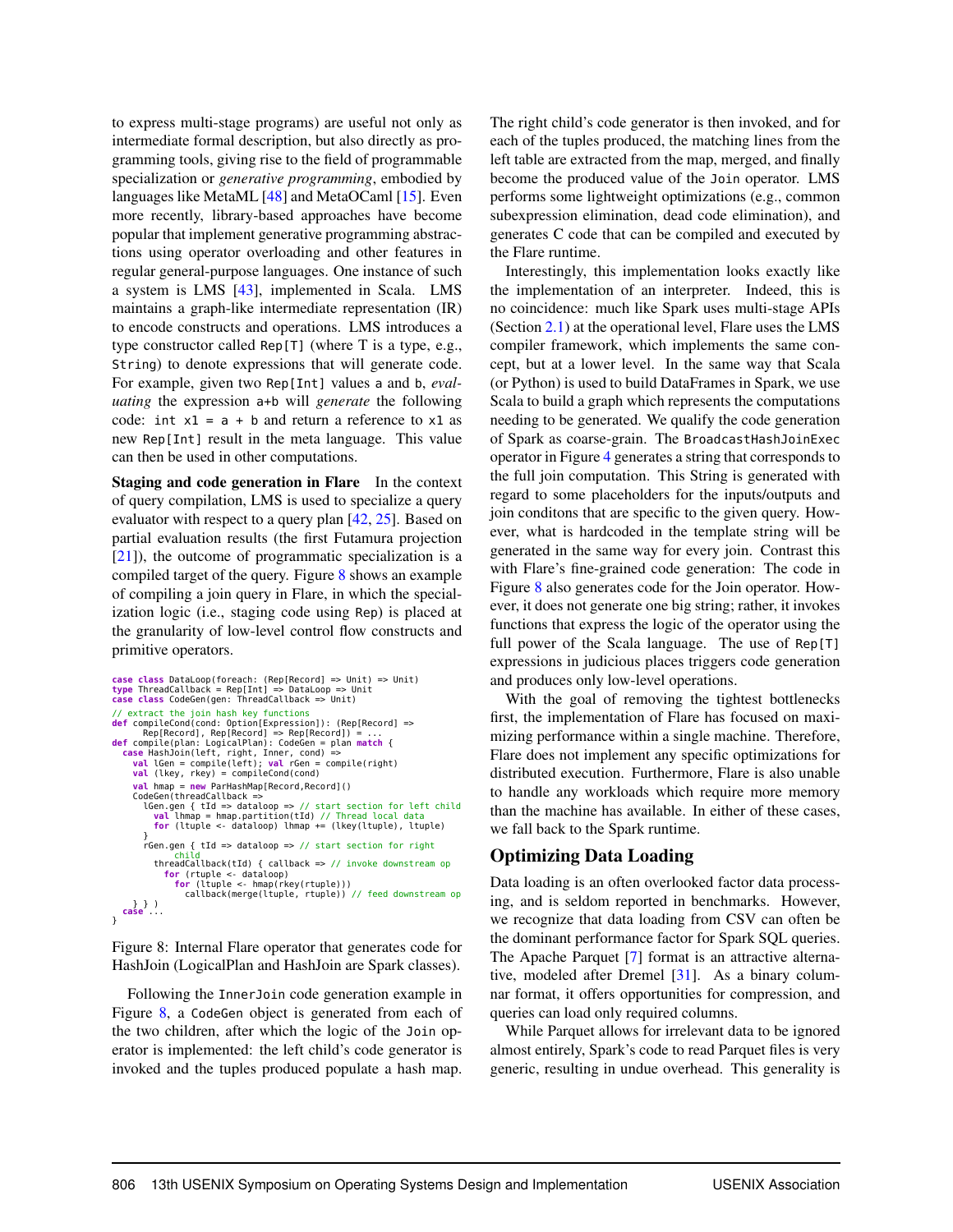to express multi-stage programs) are useful not only as intermediate formal description, but also directly as programming tools, giving rise to the field of programmable specialization or *generative programming*, embodied by languages like MetaML [48] and MetaOCaml [15]. Even more recently, library-based approaches have become popular that implement generative programming abstractions using operator overloading and other features in regular general-purpose languages. One instance of such a system is LMS [43], implemented in Scala. LMS maintains a graph-like intermediate representation (IR) to encode constructs and operations. LMS introduces a type constructor called `Rep[T]` (where T is a type, e.g., `String`) to denote expressions that will generate code. For example, given two `Rep[Int]` values `a` and `b`, *evaluating* the expression `a+b` will *generate* the following code: `int x1 = a + b` and return a reference to `x1` as new `Rep[Int]` result in the meta language. This value can then be used in other computations.

**Staging and code generation in Flare** In the context of query compilation, LMS is used to specialize a query evaluator with respect to a query plan [42, 25]. Based on partial evaluation results (the first Futamura projection [21]), the outcome of programmatic specialization is a compiled target of the query. Figure 8 shows an example of compiling a join query in Flare, in which the specialization logic (i.e., staging code using `Rep`) is placed at the granularity of low-level control flow constructs and primitive operators.

```
case class DataLoop(foreach: (Rep[Record] => Unit) => Unit)
type ThreadCallback = Rep[Int] => DataLoop => Unit
case class CodeGen(gen: ThreadCallback => Unit)
// extract the join hash key functions
def compileCond(cond: Option[Expression]): (Rep[Record] =>
    Rep[Record], Rep[Record] => Rep[Record]) = ...
def compile(plan: LogicalPlan): CodeGen = plan match {
  case HashJoin(left, right, Inner, cond) =>
    val lGen = compile(left); val rGen = compile(right)
    val (lkey, rkey) = compileCond(cond)
    val hmap = new ParHashMap[Record,Record]()
    CodeGen(threadCallback =>
      lGen.gen { tId => dataloop => // start section for left child
        val lhmap = hmap.partition(tId) // Thread local data
        for (ltuple <- dataloop) lhmap += (lkey(ltuple), ltuple)
      }
      rGen.gen { tId => dataloop => // start section for right
          child
        threadCallback(tId) { callback => // invoke downstream op
          for (rtuple <- dataloop)
            for (ltuple <- hmap(rkey(rtuple)))
              callback(merge(ltuple, rtuple)) // feed downstream op
    } } )
  case ...
}
```

Figure 8: Internal Flare operator that generates code for HashJoin (LogicalPlan and HashJoin are Spark classes).

Following the `InnerJoin` code generation example in Figure 8, a `CodeGen` object is generated from each of the two children, after which the logic of the `Join` operator is implemented: the left child's code generator is invoked and the tuples produced populate a hash map. The right child's code generator is then invoked, and for each of the tuples produced, the matching lines from the left table are extracted from the map, merged, and finally become the produced value of the `Join` operator. LMS performs some lightweight optimizations (e.g., common subexpression elimination, dead code elimination), and generates C code that can be compiled and executed by the Flare runtime.

Interestingly, this implementation looks exactly like the implementation of an interpreter. Indeed, this is no coincidence: much like Spark uses multi-stage APIs (Section 2.1) at the operational level, Flare uses the LMS compiler framework, which implements the same concept, but at a lower level. In the same way that Scala (or Python) is used to build DataFrames in Spark, we use Scala to build a graph which represents the computations needing to be generated. We qualify the code generation of Spark as coarse-grain. The `BroadcastHashJoinExec` operator in Figure 4 generates a string that corresponds to the full join computation. This String is generated with regard to some placeholders for the inputs/outputs and join conditons that are specific to the given query. However, what is hardcoded in the template string will be generated in the same way for every join. Contrast this with Flare's fine-grained code generation: The code in Figure 8 also generates code for the Join operator. However, it does not generate one big string; rather, it invokes functions that express the logic of the operator using the full power of the Scala language. The use of `Rep[T]` expressions in judicious places triggers code generation and produces only low-level operations.

With the goal of removing the tightest bottlenecks first, the implementation of Flare has focused on maximizing performance within a single machine. Therefore, Flare does not implement any specific optimizations for distributed execution. Furthermore, Flare is also unable to handle any workloads which require more memory than the machine has available. In either of these cases, we fall back to the Spark runtime.

## Optimizing Data Loading

Data loading is an often overlooked factor data processing, and is seldom reported in benchmarks. However, we recognize that data loading from CSV can often be the dominant performance factor for Spark SQL queries. The Apache Parquet [7] format is an attractive alternative, modeled after Dremel [31]. As a binary columnar format, it offers opportunities for compression, and queries can load only required columns.

While Parquet allows for irrelevant data to be ignored almost entirely, Spark's code to read Parquet files is very generic, resulting in undue overhead. This generality is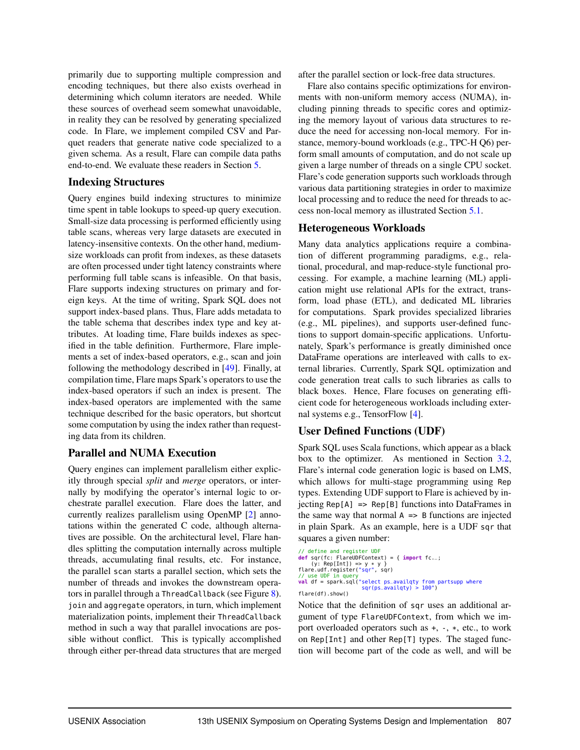primarily due to supporting multiple compression and encoding techniques, but there also exists overhead in determining which column iterators are needed. While these sources of overhead seem somewhat unavoidable, in reality they can be resolved by generating specialized code. In Flare, we implement compiled CSV and Parquet readers that generate native code specialized to a given schema. As a result, Flare can compile data paths end-to-end. We evaluate these readers in Section 5.

### Indexing Structures

Query engines build indexing structures to minimize time spent in table lookups to speed-up query execution. Small-size data processing is performed efficiently using table scans, whereas very large datasets are executed in latency-insensitive contexts. On the other hand, medium-size workloads can profit from indexes, as these datasets are often processed under tight latency constraints where performing full table scans is infeasible. On that basis, Flare supports indexing structures on primary and foreign keys. At the time of writing, Spark SQL does not support index-based plans. Thus, Flare adds metadata to the table schema that describes index type and key attributes. At loading time, Flare builds indexes as specified in the table definition. Furthermore, Flare implements a set of index-based operators, e.g., scan and join following the methodology described in [49]. Finally, at compilation time, Flare maps Spark's operators to use the index-based operators if such an index is present. The index-based operators are implemented with the same technique described for the basic operators, but shortcut some computation by using the index rather than requesting data from its children.

### Parallel and NUMA Execution

Query engines can implement parallelism either explicitly through special *split* and *merge* operators, or internally by modifying the operator's internal logic to orchestrate parallel execution. Flare does the latter, and currently realizes parallelism using OpenMP [2] annotations within the generated C code, although alternatives are possible. On the architectural level, Flare handles splitting the computation internally across multiple threads, accumulating final results, etc. For instance, the parallel `scan` starts a parallel section, which sets the number of threads and invokes the downstream operators in parallel through a `ThreadCallback` (see Figure 8). `join` and `aggregate` operators, in turn, which implement materialization points, implement their `ThreadCallback` method in such a way that parallel invocations are possible without conflict. This is typically accomplished through either per-thread data structures that are merged after the parallel section or lock-free data structures.

Flare also contains specific optimizations for environments with non-uniform memory access (NUMA), including pinning threads to specific cores and optimizing the memory layout of various data structures to reduce the need for accessing non-local memory. For instance, memory-bound workloads (e.g., TPC-H Q6) perform small amounts of computation, and do not scale up given a large number of threads on a single CPU socket. Flare's code generation supports such workloads through various data partitioning strategies in order to maximize local processing and to reduce the need for threads to access non-local memory as illustrated Section 5.1.

### Heterogeneous Workloads

Many data analytics applications require a combination of different programming paradigms, e.g., relational, procedural, and map-reduce-style functional processing. For example, a machine learning (ML) application might use relational APIs for the extract, transform, load phase (ETL), and dedicated ML libraries for computations. Spark provides specialized libraries (e.g., ML pipelines), and supports user-defined functions to support domain-specific applications. Unfortunately, Spark's performance is greatly diminished once DataFrame operations are interleaved with calls to external libraries. Currently, Spark SQL optimization and code generation treat calls to such libraries as calls to black boxes. Hence, Flare focuses on generating efficient code for heterogeneous workloads including external systems e.g., TensorFlow [4].

### User Defined Functions (UDF)

Spark SQL uses Scala functions, which appear as a black box to the optimizer. As mentioned in Section 3.2, Flare's internal code generation logic is based on LMS, which allows for multi-stage programming using `Rep` types. Extending UDF support to Flare is achieved by injecting `Rep[A] => Rep[B]` functions into DataFrames in the same way that normal `A => B` functions are injected in plain Spark. As an example, here is a UDF `sqr` that squares a given number:

```
// define and register UDF
def sqr(fc: FlareUDFContext) = { import fc._;
    (y: Rep[Int]) => y * y }
flare.udf.register("sqr", sqr)
// use UDF in query
val df = spark.sql("select ps_availqty from partsupp where
                    sqr(ps_availqty) > 100")
flare(df).show()
```

Notice that the definition of `sqr` uses an additional argument of type `FlareUDFContext`, from which we import overloaded operators such as `+`, `-`, `*`, etc., to work on `Rep[Int]` and other `Rep[T]` types. The staged function will become part of the code as well, and will be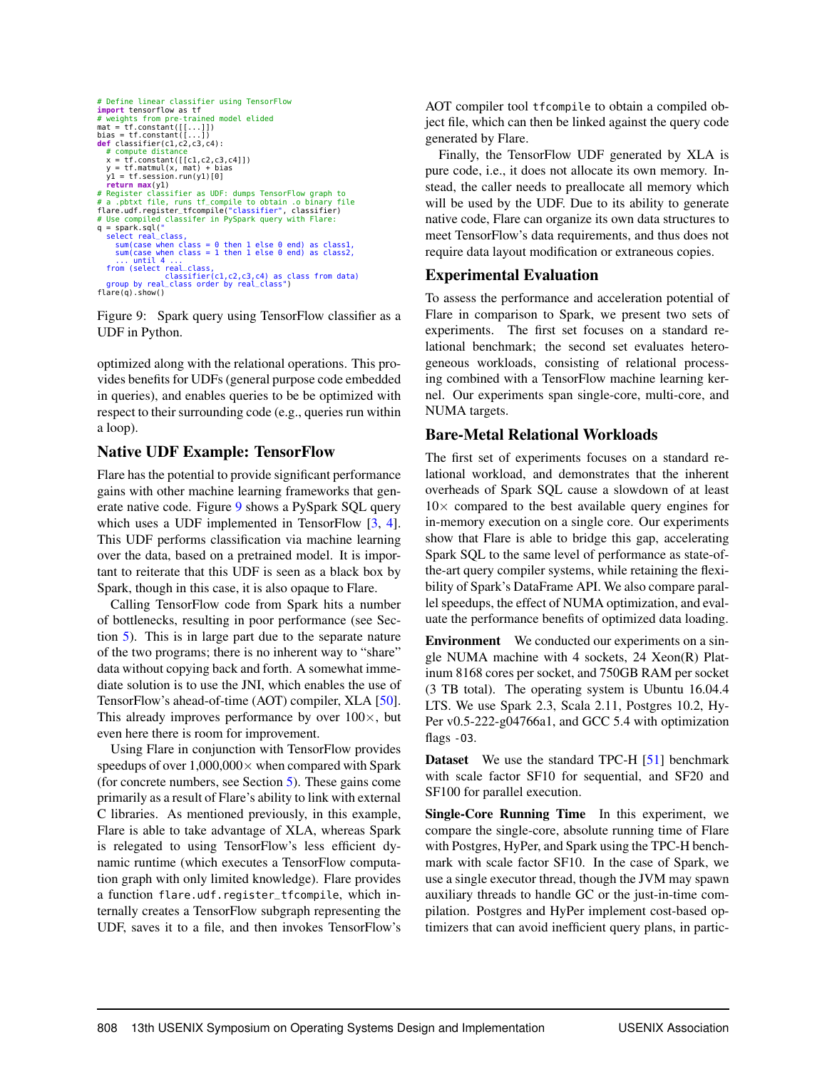```python
# Define linear classifier using TensorFlow
import tensorflow as tf
# weights from pre-trained model elided
mat = tf.constant([[...]])
bias = tf.constant([...])
def classifier(c1,c2,c3,c4):
  # compute distance
  x = tf.constant([[c1,c2,c3,c4]])
  y = tf.matmul(x, mat) + bias
  y1 = tf.session.run(y1)[0]
  return max(y1)
# Register classifier as UDF: dumps TensorFlow graph to
# a .pbtxt file, runs tf_compile to obtain .o binary file
flare.udf.register_tfcompile("classifier", classifier)
# Use compiled classifer in PySpark query with Flare:
q = spark.sql("
  select real_class,
    sum(case when class = 0 then 1 else 0 end) as class1,
    sum(case when class = 1 then 1 else 0 end) as class2,
    ... until 4 ...
  from (select real_class,
               classifier(c1,c2,c3,c4) as class from data)
  group by real_class order by real_class")
flare(q).show()
```

Figure 9: Spark query using TensorFlow classifier as a UDF in Python.

optimized along with the relational operations. This provides benefits for UDFs (general purpose code embedded in queries), and enables queries to be be optimized with respect to their surrounding code (e.g., queries run within a loop).

## Native UDF Example: TensorFlow

Flare has the potential to provide significant performance gains with other machine learning frameworks that generate native code. Figure 9 shows a PySpark SQL query which uses a UDF implemented in TensorFlow [3, 4]. This UDF performs classification via machine learning over the data, based on a pretrained model. It is important to reiterate that this UDF is seen as a black box by Spark, though in this case, it is also opaque to Flare.

Calling TensorFlow code from Spark hits a number of bottlenecks, resulting in poor performance (see Section 5). This is in large part due to the separate nature of the two programs; there is no inherent way to "share" data without copying back and forth. A somewhat immediate solution is to use the JNI, which enables the use of TensorFlow's ahead-of-time (AOT) compiler, XLA [50]. This already improves performance by over 100×, but even here there is room for improvement.

Using Flare in conjunction with TensorFlow provides speedups of over 1,000,000× when compared with Spark (for concrete numbers, see Section 5). These gains come primarily as a result of Flare's ability to link with external C libraries. As mentioned previously, in this example, Flare is able to take advantage of XLA, whereas Spark is relegated to using TensorFlow's less efficient dynamic runtime (which executes a TensorFlow computation graph with only limited knowledge). Flare provides a function `flare.udf.register_tfcompile`, which internally creates a TensorFlow subgraph representing the UDF, saves it to a file, and then invokes TensorFlow's AOT compiler tool `tfcompile` to obtain a compiled object file, which can then be linked against the query code generated by Flare.

Finally, the TensorFlow UDF generated by XLA is pure code, i.e., it does not allocate its own memory. Instead, the caller needs to preallocate all memory which will be used by the UDF. Due to its ability to generate native code, Flare can organize its own data structures to meet TensorFlow's data requirements, and thus does not require data layout modification or extraneous copies.

## Experimental Evaluation

To assess the performance and acceleration potential of Flare in comparison to Spark, we present two sets of experiments. The first set focuses on a standard relational benchmark; the second set evaluates heterogeneous workloads, consisting of relational processing combined with a TensorFlow machine learning kernel. Our experiments span single-core, multi-core, and NUMA targets.

## Bare-Metal Relational Workloads

The first set of experiments focuses on a standard relational workload, and demonstrates that the inherent overheads of Spark SQL cause a slowdown of at least 10× compared to the best available query engines for in-memory execution on a single core. Our experiments show that Flare is able to bridge this gap, accelerating Spark SQL to the same level of performance as state-of-the-art query compiler systems, while retaining the flexibility of Spark's DataFrame API. We also compare parallel speedups, the effect of NUMA optimization, and evaluate the performance benefits of optimized data loading.

**Environment** We conducted our experiments on a single NUMA machine with 4 sockets, 24 Xeon(R) Platinum 8168 cores per socket, and 750GB RAM per socket (3 TB total). The operating system is Ubuntu 16.04.4 LTS. We use Spark 2.3, Scala 2.11, Postgres 10.2, HyPer v0.5-222-g04766a1, and GCC 5.4 with optimization flags `-O3`.

**Dataset** We use the standard TPC-H [51] benchmark with scale factor SF10 for sequential, and SF20 and SF100 for parallel execution.

**Single-Core Running Time** In this experiment, we compare the single-core, absolute running time of Flare with Postgres, HyPer, and Spark using the TPC-H benchmark with scale factor SF10. In the case of Spark, we use a single executor thread, though the JVM may spawn auxiliary threads to handle GC or the just-in-time compilation. Postgres and HyPer implement cost-based optimizers that can avoid inefficient query plans, in partic-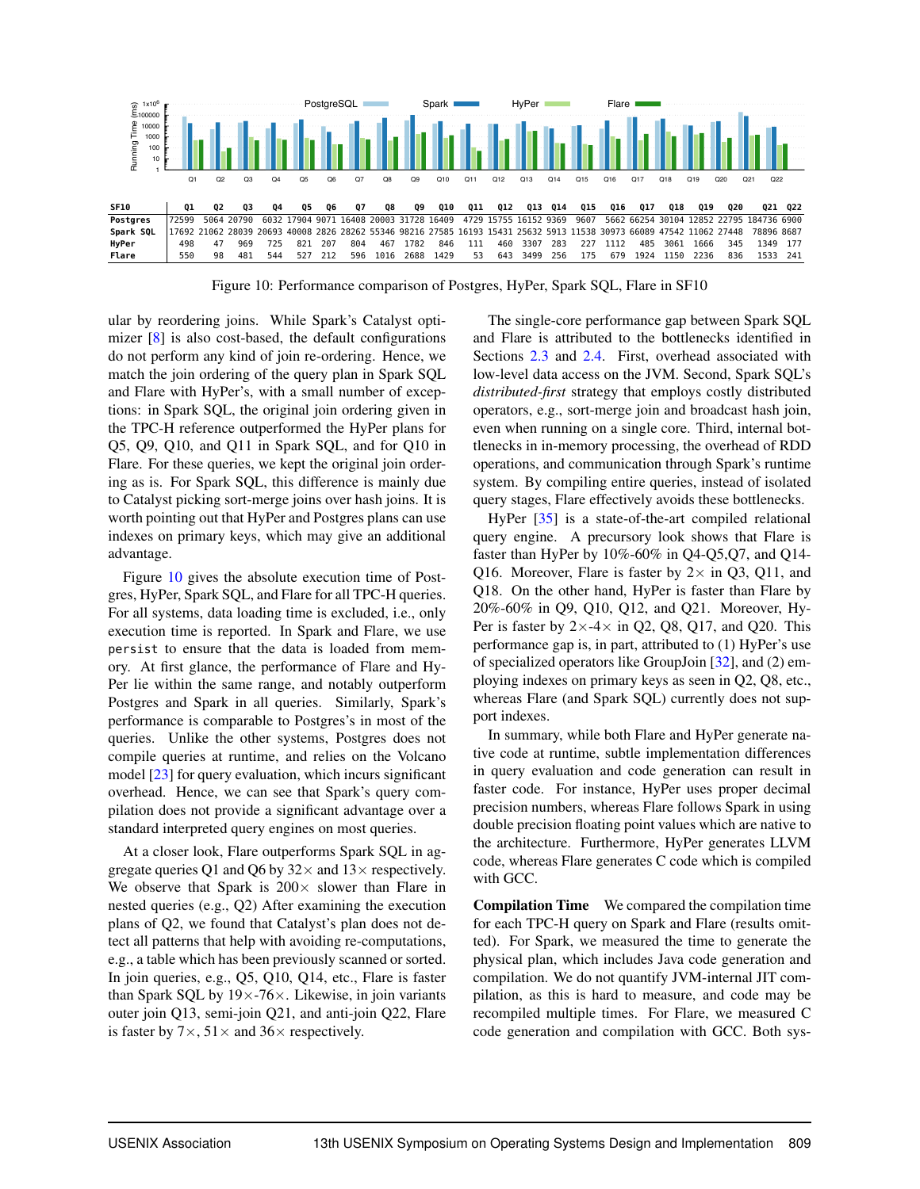| SF10 | Q1 | Q2 | Q3 | Q4 | Q5 | Q6 | Q7 | Q8 | Q9 | Q10 | Q11 | Q12 | Q13 | Q14 | Q15 | Q16 | Q17 | Q18 | Q19 | Q20 | Q21 | Q22 |
|---|---|---|---|---|---|---|---|---|---|---|---|---|---|---|---|---|---|---|---|---|---|---|
| Postgres | 72599 | 5064 | 20790 | 6032 | 17904 | 9071 | 16408 | 20003 | 31728 | 16409 | 4729 | 15755 | 16152 | 9369 | 9607 | 5662 | 66254 | 30104 | 12852 | 22795 | 184736 | 6900 |
| Spark SQL | 17692 | 21062 | 28039 | 20693 | 40008 | 2826 | 28262 | 55346 | 98216 | 27585 | 16193 | 15431 | 25632 | 5913 | 11538 | 30973 | 66089 | 47542 | 11062 | 27448 | 78896 | 8687 |
| HyPer | 498 | 47 | 969 | 725 | 821 | 207 | 804 | 467 | 1782 | 846 | 111 | 460 | 3307 | 283 | 227 | 1112 | 485 | 3061 | 1666 | 345 | 1349 | 177 |
| Flare | 550 | 98 | 481 | 544 | 527 | 212 | 596 | 1016 | 2688 | 1429 | 53 | 643 | 3499 | 256 | 175 | 679 | 1924 | 1150 | 2236 | 836 | 1533 | 241 |

Figure 10: Performance comparison of Postgres, HyPer, Spark SQL, Flare in SF10

ular by reordering joins. While Spark's Catalyst optimizer [8] is also cost-based, the default configurations do not perform any kind of join re-ordering. Hence, we match the join ordering of the query plan in Spark SQL and Flare with HyPer's, with a small number of exceptions: in Spark SQL, the original join ordering given in the TPC-H reference outperformed the HyPer plans for Q5, Q9, Q10, and Q11 in Spark SQL, and for Q10 in Flare. For these queries, we kept the original join ordering as is. For Spark SQL, this difference is mainly due to Catalyst picking sort-merge joins over hash joins. It is worth pointing out that HyPer and Postgres plans can use indexes on primary keys, which may give an additional advantage.

Figure 10 gives the absolute execution time of Postgres, HyPer, Spark SQL, and Flare for all TPC-H queries. For all systems, data loading time is excluded, i.e., only execution time is reported. In Spark and Flare, we use `persist` to ensure that the data is loaded from memory. At first glance, the performance of Flare and HyPer lie within the same range, and notably outperform Postgres and Spark in all queries. Similarly, Spark's performance is comparable to Postgres's in most of the queries. Unlike the other systems, Postgres does not compile queries at runtime, and relies on the Volcano model [23] for query evaluation, which incurs significant overhead. Hence, we can see that Spark's query compilation does not provide a significant advantage over a standard interpreted query engines on most queries.

At a closer look, Flare outperforms Spark SQL in aggregate queries Q1 and Q6 by 32× and 13× respectively. We observe that Spark is 200× slower than Flare in nested queries (e.g., Q2) After examining the execution plans of Q2, we found that Catalyst's plan does not detect all patterns that help with avoiding re-computations, e.g., a table which has been previously scanned or sorted. In join queries, e.g., Q5, Q10, Q14, etc., Flare is faster than Spark SQL by 19×-76×. Likewise, in join variants outer join Q13, semi-join Q21, and anti-join Q22, Flare is faster by 7×, 51× and 36× respectively.

The single-core performance gap between Spark SQL and Flare is attributed to the bottlenecks identified in Sections 2.3 and 2.4. First, overhead associated with low-level data access on the JVM. Second, Spark SQL's *distributed-first* strategy that employs costly distributed operators, e.g., sort-merge join and broadcast hash join, even when running on a single core. Third, internal bottlenecks in in-memory processing, the overhead of RDD operations, and communication through Spark's runtime system. By compiling entire queries, instead of isolated query stages, Flare effectively avoids these bottlenecks.

HyPer [35] is a state-of-the-art compiled relational query engine. A precursory look shows that Flare is faster than HyPer by 10%-60% in Q4-Q5,Q7, and Q14-Q16. Moreover, Flare is faster by 2× in Q3, Q11, and Q18. On the other hand, HyPer is faster than Flare by 20%-60% in Q9, Q10, Q12, and Q21. Moreover, HyPer is faster by 2×-4× in Q2, Q8, Q17, and Q20. This performance gap is, in part, attributed to (1) HyPer's use of specialized operators like GroupJoin [32], and (2) employing indexes on primary keys as seen in Q2, Q8, etc., whereas Flare (and Spark SQL) currently does not support indexes.

In summary, while both Flare and HyPer generate native code at runtime, subtle implementation differences in query evaluation and code generation can result in faster code. For instance, HyPer uses proper decimal precision numbers, whereas Flare follows Spark in using double precision floating point values which are native to the architecture. Furthermore, HyPer generates LLVM code, whereas Flare generates C code which is compiled with GCC.

**Compilation Time** We compared the compilation time for each TPC-H query on Spark and Flare (results omitted). For Spark, we measured the time to generate the physical plan, which includes Java code generation and compilation. We do not quantify JVM-internal JIT compilation, as this is hard to measure, and code may be recompiled multiple times. For Flare, we measured C code generation and compilation with GCC. Both sys-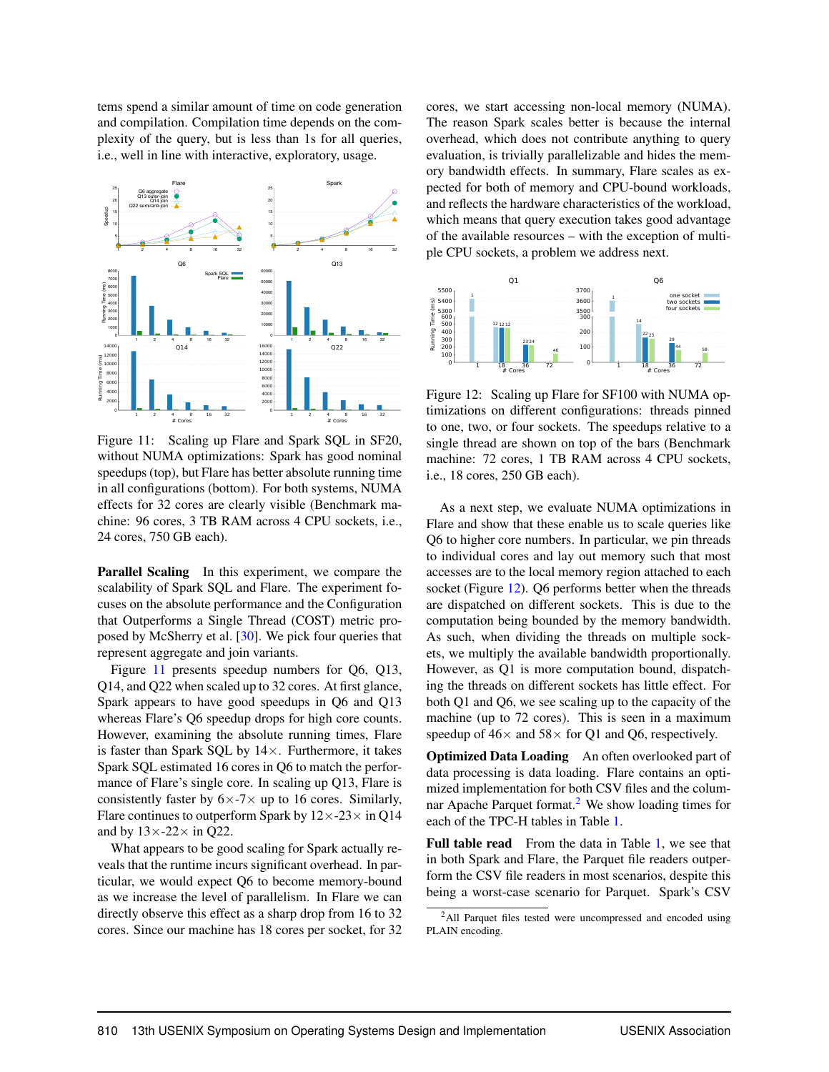tems spend a similar amount of time on code generation and compilation. Compilation time depends on the complexity of the query, but is less than 1s for all queries, i.e., well in line with interactive, exploratory, usage.

Figure 11: Scaling up Flare and Spark SQL in SF20, without NUMA optimizations: Spark has good nominal speedups (top), but Flare has better absolute running time in all configurations (bottom). For both systems, NUMA effects for 32 cores are clearly visible (Benchmark machine: 96 cores, 3 TB RAM across 4 CPU sockets, i.e., 24 cores, 750 GB each).

**Parallel Scaling** In this experiment, we compare the scalability of Spark SQL and Flare. The experiment focuses on the absolute performance and the Configuration that Outperforms a Single Thread (COST) metric proposed by McSherry et al. [30]. We pick four queries that represent aggregate and join variants.

Figure 11 presents speedup numbers for Q6, Q13, Q14, and Q22 when scaled up to 32 cores. At first glance, Spark appears to have good speedups in Q6 and Q13 whereas Flare's Q6 speedup drops for high core counts. However, examining the absolute running times, Flare is faster than Spark SQL by 14×. Furthermore, it takes Spark SQL estimated 16 cores in Q6 to match the performance of Flare's single core. In scaling up Q13, Flare is consistently faster by 6×-7× up to 16 cores. Similarly, Flare continues to outperform Spark by 12×-23× in Q14 and by 13×-22× in Q22.

What appears to be good scaling for Spark actually reveals that the runtime incurs significant overhead. In particular, we would expect Q6 to become memory-bound as we increase the level of parallelism. In Flare we can directly observe this effect as a sharp drop from 16 to 32 cores. Since our machine has 18 cores per socket, for 32 cores, we start accessing non-local memory (NUMA). The reason Spark scales better is because the internal overhead, which does not contribute anything to query evaluation, is trivially parallelizable and hides the memory bandwidth effects. In summary, Flare scales as expected for both of memory and CPU-bound workloads, and reflects the hardware characteristics of the workload, which means that query execution takes good advantage of the available resources – with the exception of multiple CPU sockets, a problem we address next.

Figure 12: Scaling up Flare for SF100 with NUMA optimizations on different configurations: threads pinned to one, two, or four sockets. The speedups relative to a single thread are shown on top of the bars (Benchmark machine: 72 cores, 1 TB RAM across 4 CPU sockets, i.e., 18 cores, 250 GB each).

As a next step, we evaluate NUMA optimizations in Flare and show that these enable us to scale queries like Q6 to higher core numbers. In particular, we pin threads to individual cores and lay out memory such that most accesses are to the local memory region attached to each socket (Figure 12). Q6 performs better when the threads are dispatched on different sockets. This is due to the computation being bounded by the memory bandwidth. As such, when dividing the threads on multiple sockets, we multiply the available bandwidth proportionally. However, as Q1 is more computation bound, dispatching the threads on different sockets has little effect. For both Q1 and Q6, we see scaling up to the capacity of the machine (up to 72 cores). This is seen in a maximum speedup of 46× and 58× for Q1 and Q6, respectively.

**Optimized Data Loading** An often overlooked part of data processing is data loading. Flare contains an optimized implementation for both CSV files and the columnar Apache Parquet format.[2] We show loading times for each of the TPC-H tables in Table 1.

**Full table read** From the data in Table 1, we see that in both Spark and Flare, the Parquet file readers outperform the CSV file readers in most scenarios, despite this being a worst-case scenario for Parquet. Spark's CSV

[2] All Parquet files tested were uncompressed and encoded using PLAIN encoding.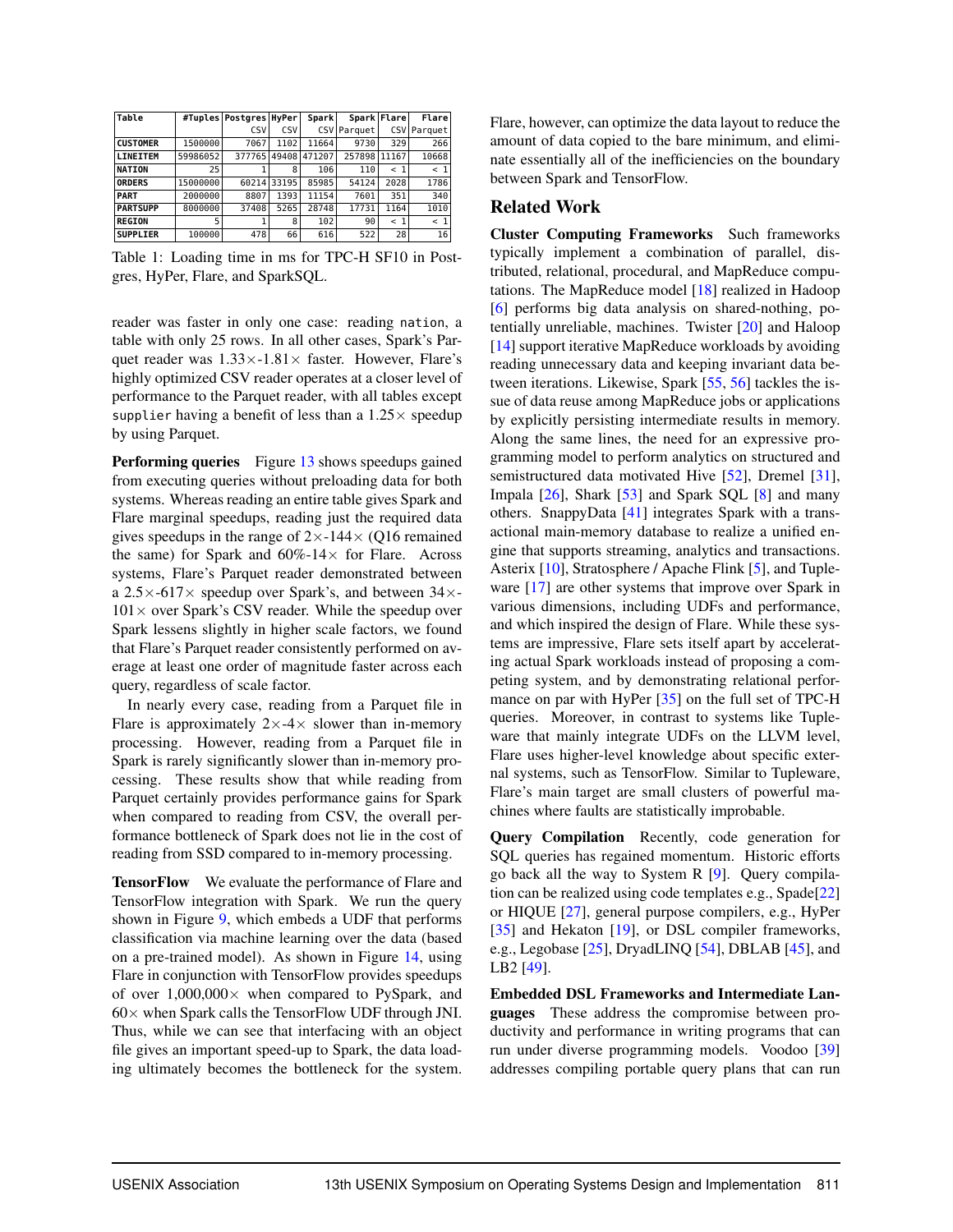| Table | #Tuples | Postgres CSV | HyPer CSV | Spark CSV | Spark Parquet | Flare CSV | Flare Parquet |
|---|---|---|---|---|---|---|---|
| CUSTOMER | 1500000 | 7067 | 1102 | 11664 | 9730 | 329 | 266 |
| LINEITEM | 59986052 | 377765 | 49408 | 471207 | 257898 | 11167 | 10668 |
| NATION | 25 | 1 | 8 | 106 | 110 | < 1 | < 1 |
| ORDERS | 15000000 | 60214 | 33195 | 85985 | 54124 | 2028 | 1786 |
| PART | 2000000 | 8807 | 1393 | 11154 | 7601 | 351 | 340 |
| PARTSUPP | 8000000 | 37408 | 5265 | 28748 | 17731 | 1164 | 1010 |
| REGION | 5 | 1 | 8 | 102 | 90 | < 1 | < 1 |
| SUPPLIER | 100000 | 478 | 66 | 616 | 522 | 28 | 16 |

Table 1: Loading time in ms for TPC-H SF10 in Postgres, HyPer, Flare, and SparkSQL.

reader was faster in only one case: reading nation, a table with only 25 rows. In all other cases, Spark's Parquet reader was 1.33×-1.81× faster. However, Flare's highly optimized CSV reader operates at a closer level of performance to the Parquet reader, with all tables except supplier having a benefit of less than a 1.25× speedup by using Parquet.

**Performing queries** Figure 13 shows speedups gained from executing queries without preloading data for both systems. Whereas reading an entire table gives Spark and Flare marginal speedups, reading just the required data gives speedups in the range of 2×-144× (Q16 remained the same) for Spark and 60%-14× for Flare. Across systems, Flare's Parquet reader demonstrated between a 2.5×-617× speedup over Spark's, and between 34×-101× over Spark's CSV reader. While the speedup over Spark lessens slightly in higher scale factors, we found that Flare's Parquet reader consistently performed on average at least one order of magnitude faster across each query, regardless of scale factor.

In nearly every case, reading from a Parquet file in Flare is approximately 2×-4× slower than in-memory processing. However, reading from a Parquet file in Spark is rarely significantly slower than in-memory processing. These results show that while reading from Parquet certainly provides performance gains for Spark when compared to reading from CSV, the overall performance bottleneck of Spark does not lie in the cost of reading from SSD compared to in-memory processing.

**TensorFlow** We evaluate the performance of Flare and TensorFlow integration with Spark. We run the query shown in Figure 9, which embeds a UDF that performs classification via machine learning over the data (based on a pre-trained model). As shown in Figure 14, using Flare in conjunction with TensorFlow provides speedups of over 1,000,000× when compared to PySpark, and 60× when Spark calls the TensorFlow UDF through JNI. Thus, while we can see that interfacing with an object file gives an important speed-up to Spark, the data loading ultimately becomes the bottleneck for the system. Flare, however, can optimize the data layout to reduce the amount of data copied to the bare minimum, and eliminate essentially all of the inefficiencies on the boundary between Spark and TensorFlow.

## Related Work

**Cluster Computing Frameworks** Such frameworks typically implement a combination of parallel, distributed, relational, procedural, and MapReduce computations. The MapReduce model [18] realized in Hadoop [6] performs big data analysis on shared-nothing, potentially unreliable, machines. Twister [20] and Haloop [14] support iterative MapReduce workloads by avoiding reading unnecessary data and keeping invariant data between iterations. Likewise, Spark [55, 56] tackles the issue of data reuse among MapReduce jobs or applications by explicitly persisting intermediate results in memory. Along the same lines, the need for an expressive programming model to perform analytics on structured and semistructured data motivated Hive [52], Dremel [31], Impala [26], Shark [53] and Spark SQL [8] and many others. SnappyData [41] integrates Spark with a transactional main-memory database to realize a unified engine that supports streaming, analytics and transactions. Asterix [10], Stratosphere / Apache Flink [5], and Tupleware [17] are other systems that improve over Spark in various dimensions, including UDFs and performance, and which inspired the design of Flare. While these systems are impressive, Flare sets itself apart by accelerating actual Spark workloads instead of proposing a competing system, and by demonstrating relational performance on par with HyPer [35] on the full set of TPC-H queries. Moreover, in contrast to systems like Tupleware that mainly integrate UDFs on the LLVM level, Flare uses higher-level knowledge about specific external systems, such as TensorFlow. Similar to Tupleware, Flare's main target are small clusters of powerful machines where faults are statistically improbable.

**Query Compilation** Recently, code generation for SQL queries has regained momentum. Historic efforts go back all the way to System R [9]. Query compilation can be realized using code templates e.g., Spade[22] or HIQUE [27], general purpose compilers, e.g., HyPer [35] and Hekaton [19], or DSL compiler frameworks, e.g., Legobase [25], DryadLINQ [54], DBLAB [45], and LB2 [49].

**Embedded DSL Frameworks and Intermediate Languages** These address the compromise between productivity and performance in writing programs that can run under diverse programming models. Voodoo [39] addresses compiling portable query plans that can run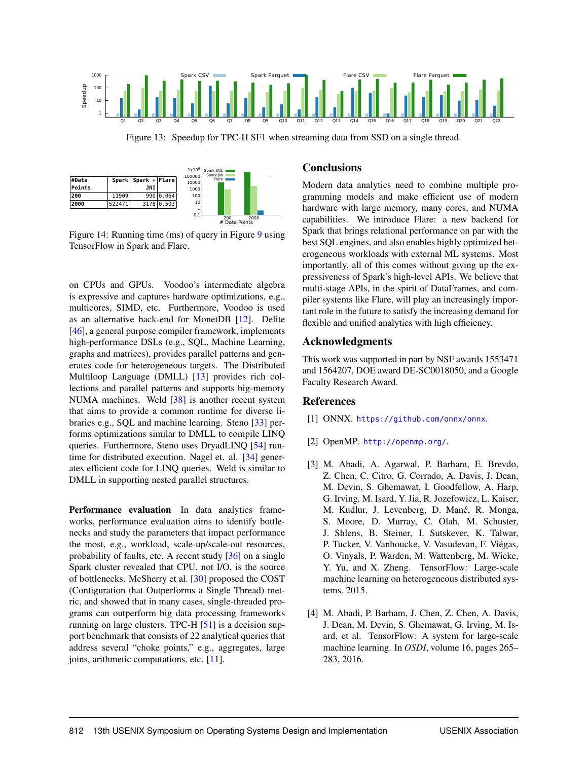Figure 13: Speedup for TPC-H SF1 when streaming data from SSD on a single thread.

| #Data Points | Spark | Spark + JNI | Flare |
|---|---|---|---|
| 200 | 11909 | 990 | 0.064 |
| 2000 | 522471 | 3178 | 0.503 |

Figure 14: Running time (ms) of query in Figure 9 using TensorFlow in Spark and Flare.

on CPUs and GPUs. Voodoo's intermediate algebra is expressive and captures hardware optimizations, e.g., multicores, SIMD, etc. Furthermore, Voodoo is used as an alternative back-end for MonetDB [12]. Delite [46], a general purpose compiler framework, implements high-performance DSLs (e.g., SQL, Machine Learning, graphs and matrices), provides parallel patterns and generates code for heterogeneous targets. The Distributed Multiloop Language (DMLL) [13] provides rich collections and parallel patterns and supports big-memory NUMA machines. Weld [38] is another recent system that aims to provide a common runtime for diverse libraries e.g., SQL and machine learning. Steno [33] performs optimizations similar to DMLL to compile LINQ queries. Furthermore, Steno uses DryadLINQ [54] runtime for distributed execution. Nagel et. al. [34] generates efficient code for LINQ queries. Weld is similar to DMLL in supporting nested parallel structures.

**Performance evaluation** In data analytics frameworks, performance evaluation aims to identify bottlenecks and study the parameters that impact performance the most, e.g., workload, scale-up/scale-out resources, probability of faults, etc. A recent study [36] on a single Spark cluster revealed that CPU, not I/O, is the source of bottlenecks. McSherry et al. [30] proposed the COST (Configuration that Outperforms a Single Thread) metric, and showed that in many cases, single-threaded programs can outperform big data processing frameworks running on large clusters. TPC-H [51] is a decision support benchmark that consists of 22 analytical queries that address several "choke points," e.g., aggregates, large joins, arithmetic computations, etc. [11].

## Conclusions

Modern data analytics need to combine multiple programming models and make efficient use of modern hardware with large memory, many cores, and NUMA capabilities. We introduce Flare: a new backend for Spark that brings relational performance on par with the best SQL engines, and also enables highly optimized heterogeneous workloads with external ML systems. Most importantly, all of this comes without giving up the expressiveness of Spark's high-level APIs. We believe that multi-stage APIs, in the spirit of DataFrames, and compiler systems like Flare, will play an increasingly important role in the future to satisfy the increasing demand for flexible and unified analytics with high efficiency.

## Acknowledgments

This work was supported in part by NSF awards 1553471 and 1564207, DOE award DE-SC0018050, and a Google Faculty Research Award.

## References

[1] ONNX. https://github.com/onnx/onnx.

[2] OpenMP. http://openmp.org/.

[3] M. Abadi, A. Agarwal, P. Barham, E. Brevdo, Z. Chen, C. Citro, G. Corrado, A. Davis, J. Dean, M. Devin, S. Ghemawat, I. Goodfellow, A. Harp, G. Irving, M. Isard, Y. Jia, R. Jozefowicz, L. Kaiser, M. Kudlur, J. Levenberg, D. Mané, R. Monga, S. Moore, D. Murray, C. Olah, M. Schuster, J. Shlens, B. Steiner, I. Sutskever, K. Talwar, P. Tucker, V. Vanhoucke, V. Vasudevan, F. Viégas, O. Vinyals, P. Warden, M. Wattenberg, M. Wicke, Y. Yu, and X. Zheng. TensorFlow: Large-scale machine learning on heterogeneous distributed systems, 2015.

[4] M. Abadi, P. Barham, J. Chen, Z. Chen, A. Davis, J. Dean, M. Devin, S. Ghemawat, G. Irving, M. Isard, et al. TensorFlow: A system for large-scale machine learning. In *OSDI*, volume 16, pages 265–283, 2016.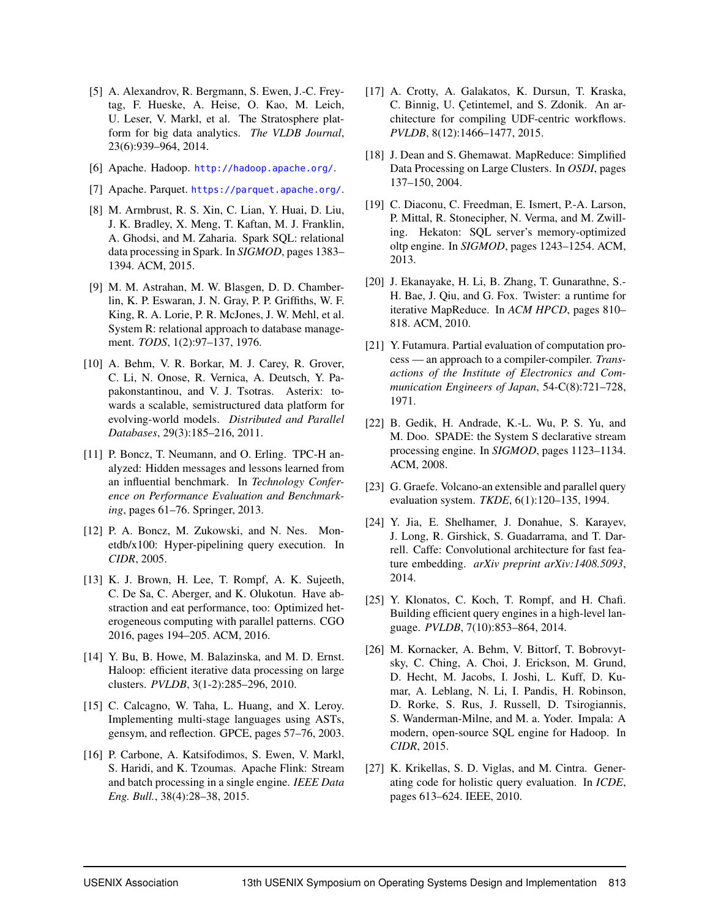[5] A. Alexandrov, R. Bergmann, S. Ewen, J.-C. Freytag, F. Hueske, A. Heise, O. Kao, M. Leich, U. Leser, V. Markl, et al. The Stratosphere platform for big data analytics. *The VLDB Journal*, 23(6):939–964, 2014.

[6] Apache. Hadoop. http://hadoop.apache.org/.

[7] Apache. Parquet. https://parquet.apache.org/.

[8] M. Armbrust, R. S. Xin, C. Lian, Y. Huai, D. Liu, J. K. Bradley, X. Meng, T. Kaftan, M. J. Franklin, A. Ghodsi, and M. Zaharia. Spark SQL: relational data processing in Spark. In *SIGMOD*, pages 1383–1394. ACM, 2015.

[9] M. M. Astrahan, M. W. Blasgen, D. D. Chamberlin, K. P. Eswaran, J. N. Gray, P. P. Griffiths, W. F. King, R. A. Lorie, P. R. McJones, J. W. Mehl, et al. System R: relational approach to database management. *TODS*, 1(2):97–137, 1976.

[10] A. Behm, V. R. Borkar, M. J. Carey, R. Grover, C. Li, N. Onose, R. Vernica, A. Deutsch, Y. Papakonstantinou, and V. J. Tsotras. Asterix: towards a scalable, semistructured data platform for evolving-world models. *Distributed and Parallel Databases*, 29(3):185–216, 2011.

[11] P. Boncz, T. Neumann, and O. Erling. TPC-H analyzed: Hidden messages and lessons learned from an influential benchmark. In *Technology Conference on Performance Evaluation and Benchmarking*, pages 61–76. Springer, 2013.

[12] P. A. Boncz, M. Zukowski, and N. Nes. Monetdb/x100: Hyper-pipelining query execution. In *CIDR*, 2005.

[13] K. J. Brown, H. Lee, T. Rompf, A. K. Sujeeth, C. De Sa, C. Aberger, and K. Olukotun. Have abstraction and eat performance, too: Optimized heterogeneous computing with parallel patterns. CGO 2016, pages 194–205. ACM, 2016.

[14] Y. Bu, B. Howe, M. Balazinska, and M. D. Ernst. Haloop: efficient iterative data processing on large clusters. *PVLDB*, 3(1-2):285–296, 2010.

[15] C. Calcagno, W. Taha, L. Huang, and X. Leroy. Implementing multi-stage languages using ASTs, gensym, and reflection. GPCE, pages 57–76, 2003.

[16] P. Carbone, A. Katsifodimos, S. Ewen, V. Markl, S. Haridi, and K. Tzoumas. Apache Flink: Stream and batch processing in a single engine. *IEEE Data Eng. Bull.*, 38(4):28–38, 2015.

[17] A. Crotty, A. Galakatos, K. Dursun, T. Kraska, C. Binnig, U. Çetintemel, and S. Zdonik. An architecture for compiling UDF-centric workflows. *PVLDB*, 8(12):1466–1477, 2015.

[18] J. Dean and S. Ghemawat. MapReduce: Simplified Data Processing on Large Clusters. In *OSDI*, pages 137–150, 2004.

[19] C. Diaconu, C. Freedman, E. Ismert, P.-A. Larson, P. Mittal, R. Stonecipher, N. Verma, and M. Zwilling. Hekaton: SQL server's memory-optimized oltp engine. In *SIGMOD*, pages 1243–1254. ACM, 2013.

[20] J. Ekanayake, H. Li, B. Zhang, T. Gunarathne, S.-H. Bae, J. Qiu, and G. Fox. Twister: a runtime for iterative MapReduce. In *ACM HPCD*, pages 810–818. ACM, 2010.

[21] Y. Futamura. Partial evaluation of computation process — an approach to a compiler-compiler. *Transactions of the Institute of Electronics and Communication Engineers of Japan*, 54-C(8):721–728, 1971.

[22] B. Gedik, H. Andrade, K.-L. Wu, P. S. Yu, and M. Doo. SPADE: the System S declarative stream processing engine. In *SIGMOD*, pages 1123–1134. ACM, 2008.

[23] G. Graefe. Volcano-an extensible and parallel query evaluation system. *TKDE*, 6(1):120–135, 1994.

[24] Y. Jia, E. Shelhamer, J. Donahue, S. Karayev, J. Long, R. Girshick, S. Guadarrama, and T. Darrell. Caffe: Convolutional architecture for fast feature embedding. *arXiv preprint arXiv:1408.5093*, 2014.

[25] Y. Klonatos, C. Koch, T. Rompf, and H. Chafi. Building efficient query engines in a high-level language. *PVLDB*, 7(10):853–864, 2014.

[26] M. Kornacker, A. Behm, V. Bittorf, T. Bobrovytsky, C. Ching, A. Choi, J. Erickson, M. Grund, D. Hecht, M. Jacobs, I. Joshi, L. Kuff, D. Kumar, A. Leblang, N. Li, I. Pandis, H. Robinson, D. Rorke, S. Rus, J. Russell, D. Tsirogiannis, S. Wanderman-Milne, and M. a. Yoder. Impala: A modern, open-source SQL engine for Hadoop. In *CIDR*, 2015.

[27] K. Krikellas, S. D. Viglas, and M. Cintra. Generating code for holistic query evaluation. In *ICDE*, pages 613–624. IEEE, 2010.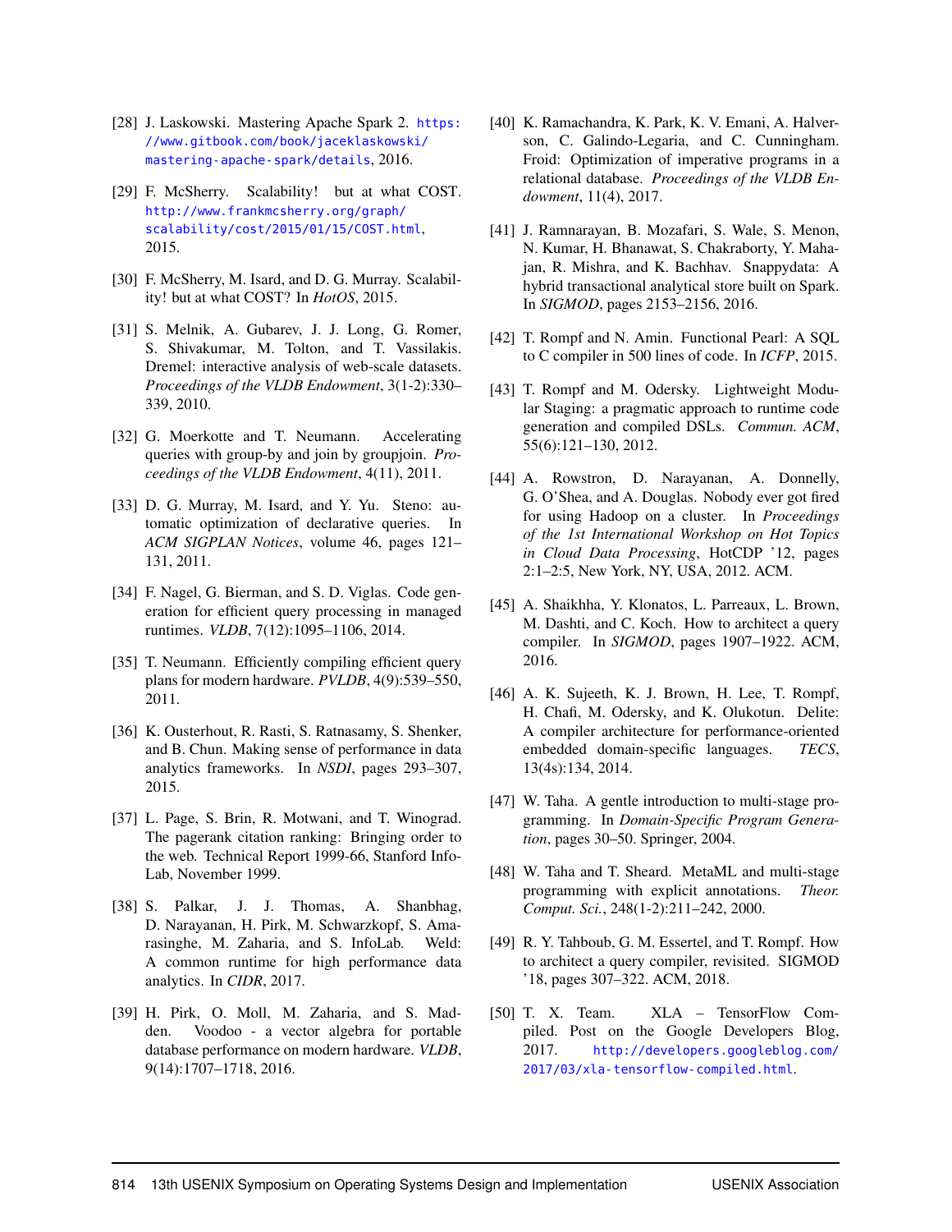[28] J. Laskowski. Mastering Apache Spark 2. https://www.gitbook.com/book/jaceklaskowski/mastering-apache-spark/details, 2016.

[29] F. McSherry. Scalability! but at what COST. http://www.frankmcsherry.org/graph/scalability/cost/2015/01/15/COST.html, 2015.

[30] F. McSherry, M. Isard, and D. G. Murray. Scalability! but at what COST? In *HotOS*, 2015.

[31] S. Melnik, A. Gubarev, J. J. Long, G. Romer, S. Shivakumar, M. Tolton, and T. Vassilakis. Dremel: interactive analysis of web-scale datasets. *Proceedings of the VLDB Endowment*, 3(1-2):330–339, 2010.

[32] G. Moerkotte and T. Neumann. Accelerating queries with group-by and join by groupjoin. *Proceedings of the VLDB Endowment*, 4(11), 2011.

[33] D. G. Murray, M. Isard, and Y. Yu. Steno: automatic optimization of declarative queries. In *ACM SIGPLAN Notices*, volume 46, pages 121–131, 2011.

[34] F. Nagel, G. Bierman, and S. D. Viglas. Code generation for efficient query processing in managed runtimes. *VLDB*, 7(12):1095–1106, 2014.

[35] T. Neumann. Efficiently compiling efficient query plans for modern hardware. *PVLDB*, 4(9):539–550, 2011.

[36] K. Ousterhout, R. Rasti, S. Ratnasamy, S. Shenker, and B. Chun. Making sense of performance in data analytics frameworks. In *NSDI*, pages 293–307, 2015.

[37] L. Page, S. Brin, R. Motwani, and T. Winograd. The pagerank citation ranking: Bringing order to the web. Technical Report 1999-66, Stanford InfoLab, November 1999.

[38] S. Palkar, J. J. Thomas, A. Shanbhag, D. Narayanan, H. Pirk, M. Schwarzkopf, S. Amarasinghe, M. Zaharia, and S. InfoLab. Weld: A common runtime for high performance data analytics. In *CIDR*, 2017.

[39] H. Pirk, O. Moll, M. Zaharia, and S. Madden. Voodoo - a vector algebra for portable database performance on modern hardware. *VLDB*, 9(14):1707–1718, 2016.

[40] K. Ramachandra, K. Park, K. V. Emani, A. Halverson, C. Galindo-Legaria, and C. Cunningham. Froid: Optimization of imperative programs in a relational database. *Proceedings of the VLDB Endowment*, 11(4), 2017.

[41] J. Ramnarayan, B. Mozafari, S. Wale, S. Menon, N. Kumar, H. Bhanawat, S. Chakraborty, Y. Mahajan, R. Mishra, and K. Bachhav. Snappydata: A hybrid transactional analytical store built on Spark. In *SIGMOD*, pages 2153–2156, 2016.

[42] T. Rompf and N. Amin. Functional Pearl: A SQL to C compiler in 500 lines of code. In *ICFP*, 2015.

[43] T. Rompf and M. Odersky. Lightweight Modular Staging: a pragmatic approach to runtime code generation and compiled DSLs. *Commun. ACM*, 55(6):121–130, 2012.

[44] A. Rowstron, D. Narayanan, A. Donnelly, G. O'Shea, and A. Douglas. Nobody ever got fired for using Hadoop on a cluster. In *Proceedings of the 1st International Workshop on Hot Topics in Cloud Data Processing*, HotCDP '12, pages 2:1–2:5, New York, NY, USA, 2012. ACM.

[45] A. Shaikhha, Y. Klonatos, L. Parreaux, L. Brown, M. Dashti, and C. Koch. How to architect a query compiler. In *SIGMOD*, pages 1907–1922. ACM, 2016.

[46] A. K. Sujeeth, K. J. Brown, H. Lee, T. Rompf, H. Chafi, M. Odersky, and K. Olukotun. Delite: A compiler architecture for performance-oriented embedded domain-specific languages. *TECS*, 13(4s):134, 2014.

[47] W. Taha. A gentle introduction to multi-stage programming. In *Domain-Specific Program Generation*, pages 30–50. Springer, 2004.

[48] W. Taha and T. Sheard. MetaML and multi-stage programming with explicit annotations. *Theor. Comput. Sci.*, 248(1-2):211–242, 2000.

[49] R. Y. Tahboub, G. M. Essertel, and T. Rompf. How to architect a query compiler, revisited. SIGMOD '18, pages 307–322. ACM, 2018.

[50] T. X. Team. XLA – TensorFlow Compiled. Post on the Google Developers Blog, 2017. http://developers.googleblog.com/2017/03/xla-tensorflow-compiled.html.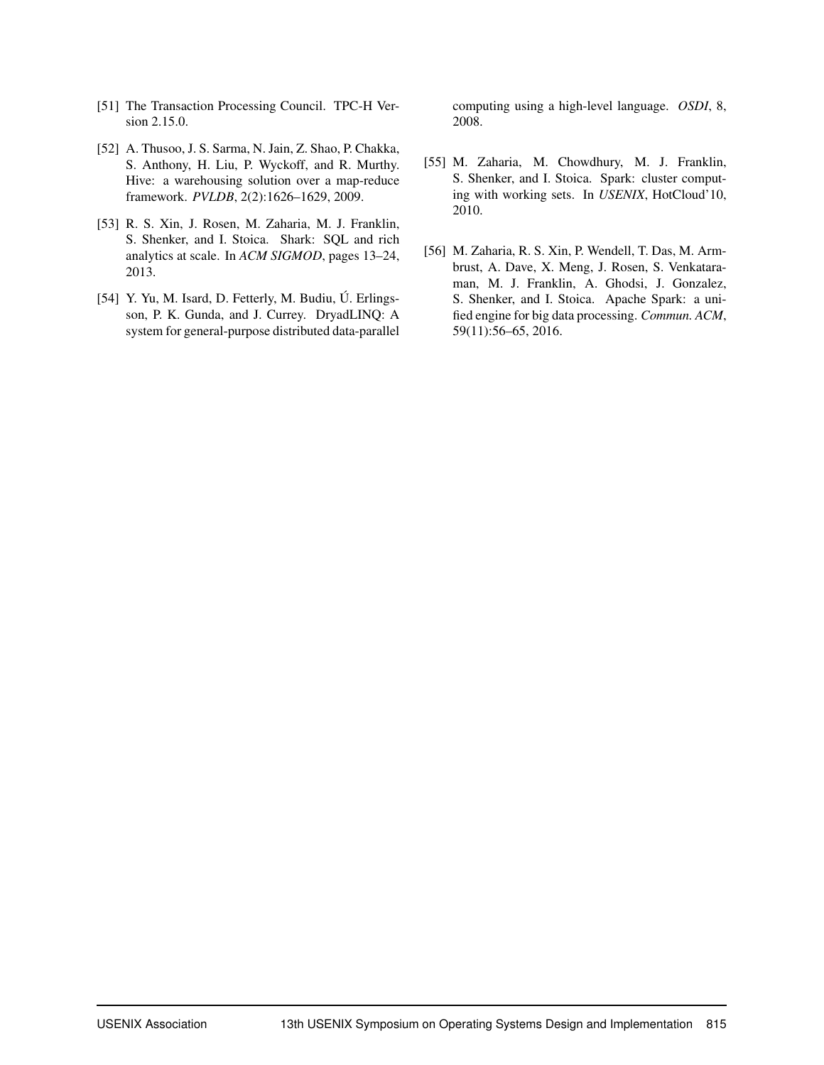[51] The Transaction Processing Council. TPC-H Version 2.15.0.

[52] A. Thusoo, J. S. Sarma, N. Jain, Z. Shao, P. Chakka, S. Anthony, H. Liu, P. Wyckoff, and R. Murthy. Hive: a warehousing solution over a map-reduce framework. *PVLDB*, 2(2):1626–1629, 2009.

[53] R. S. Xin, J. Rosen, M. Zaharia, M. J. Franklin, S. Shenker, and I. Stoica. Shark: SQL and rich analytics at scale. In *ACM SIGMOD*, pages 13–24, 2013.

[54] Y. Yu, M. Isard, D. Fetterly, M. Budiu, Ú. Erlingsson, P. K. Gunda, and J. Currey. DryadLINQ: A system for general-purpose distributed data-parallel computing using a high-level language. *OSDI*, 8, 2008.

[55] M. Zaharia, M. Chowdhury, M. J. Franklin, S. Shenker, and I. Stoica. Spark: cluster computing with working sets. In *USENIX*, HotCloud'10, 2010.

[56] M. Zaharia, R. S. Xin, P. Wendell, T. Das, M. Armbrust, A. Dave, X. Meng, J. Rosen, S. Venkataraman, M. J. Franklin, A. Ghodsi, J. Gonzalez, S. Shenker, and I. Stoica. Apache Spark: a unified engine for big data processing. *Commun. ACM*, 59(11):56–65, 2016.